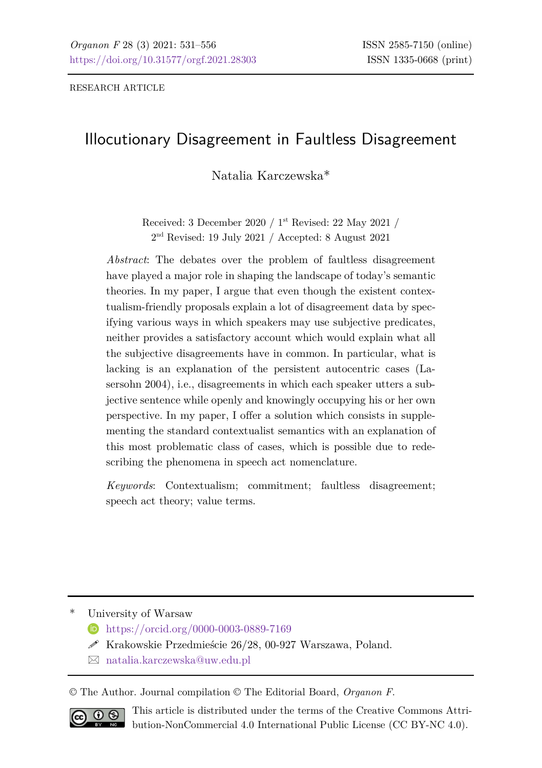RESEARCH ARTICLE

# Illocutionary Disagreement in Faultless Disagreement

Natalia Karczewska*

Received: 3 December 2020 / 1st Revised: 22 May 2021 / 2nd Revised: 19 July 2021 / Accepted: 8 August 2021

*Abstract*: The debates over the problem of faultless disagreement have played a major role in shaping the landscape of today's semantic theories. In my paper, I argue that even though the existent contextualism-friendly proposals explain a lot of disagreement data by specifying various ways in which speakers may use subjective predicates, neither provides a satisfactory account which would explain what all the subjective disagreements have in common. In particular, what is lacking is an explanation of the persistent autocentric cases (Lasersohn 2004), i.e., disagreements in which each speaker utters a subjective sentence while openly and knowingly occupying his or her own perspective. In my paper, I offer a solution which consists in supplementing the standard contextualist semantics with an explanation of this most problematic class of cases, which is possible due to redescribing the phenomena in speech act nomenclature.

*Keywords*: Contextualism; commitment; faultless disagreement; speech act theory; value terms.

---

\* University of Warsaw
https://orcid.org/0000-0003-0889-7169
Krakowskie Przedmieście 26/28, 00-927 Warszawa, Poland.
natalia.karczewska@uw.edu.pl

© The Author. Journal compilation © The Editorial Board, *Organon F*.

This article is distributed under the terms of the Creative Commons Attribution-NonCommercial 4.0 International Public License (CC BY-NC 4.0).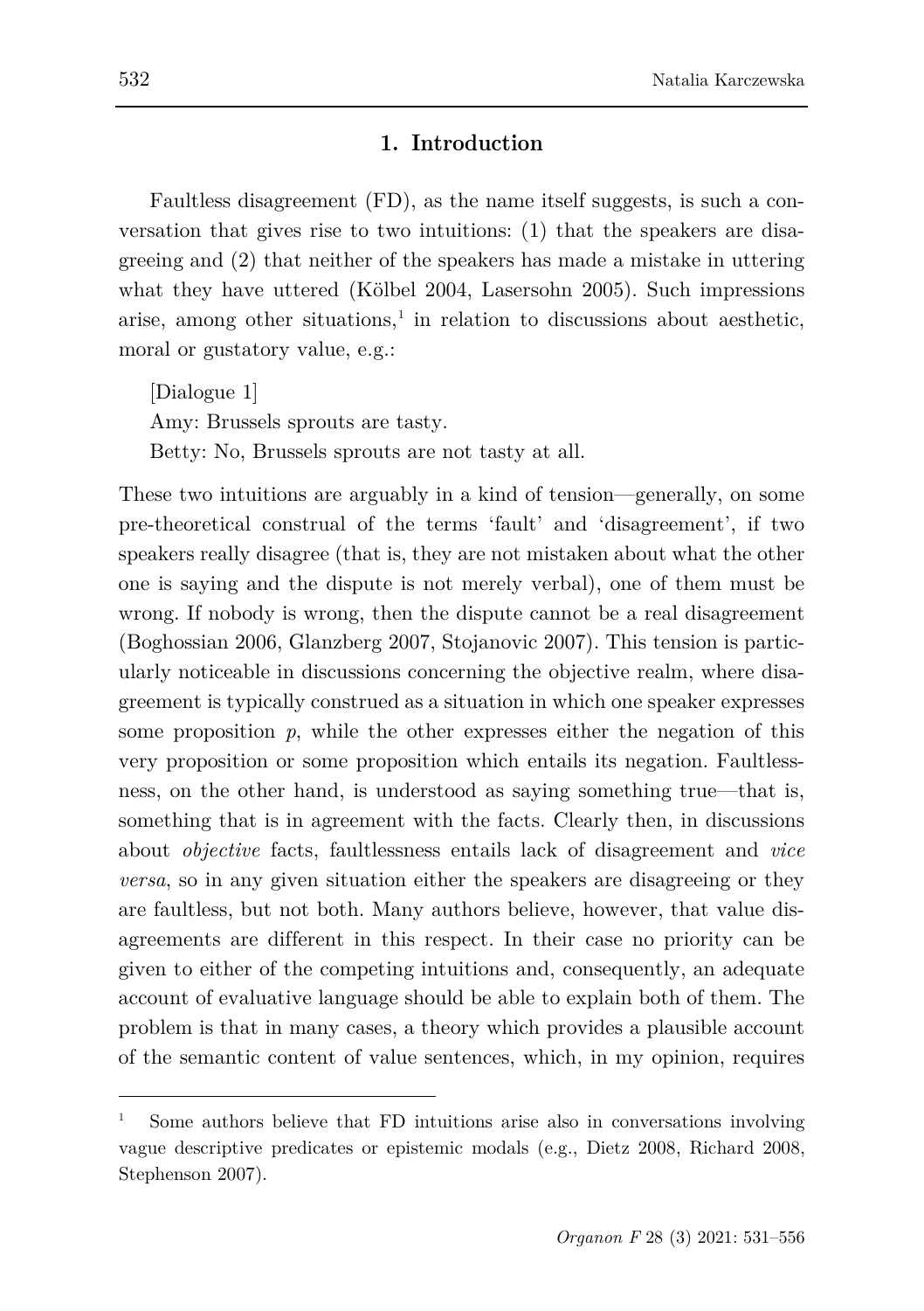## 1. Introduction

Faultless disagreement (FD), as the name itself suggests, is such a conversation that gives rise to two intuitions: (1) that the speakers are disagreeing and (2) that neither of the speakers has made a mistake in uttering what they have uttered (Kölbel 2004, Lasersohn 2005). Such impressions arise, among other situations,[1] in relation to discussions about aesthetic, moral or gustatory value, e.g.:

[Dialogue 1]
Amy: Brussels sprouts are tasty.
Betty: No, Brussels sprouts are not tasty at all.

These two intuitions are arguably in a kind of tension—generally, on some pre-theoretical construal of the terms 'fault' and 'disagreement', if two speakers really disagree (that is, they are not mistaken about what the other one is saying and the dispute is not merely verbal), one of them must be wrong. If nobody is wrong, then the dispute cannot be a real disagreement (Boghossian 2006, Glanzberg 2007, Stojanovic 2007). This tension is particularly noticeable in discussions concerning the objective realm, where disagreement is typically construed as a situation in which one speaker expresses some proposition *p*, while the other expresses either the negation of this very proposition or some proposition which entails its negation. Faultlessness, on the other hand, is understood as saying something true—that is, something that is in agreement with the facts. Clearly then, in discussions about *objective* facts, faultlessness entails lack of disagreement and *vice versa*, so in any given situation either the speakers are disagreeing or they are faultless, but not both. Many authors believe, however, that value disagreements are different in this respect. In their case no priority can be given to either of the competing intuitions and, consequently, an adequate account of evaluative language should be able to explain both of them. The problem is that in many cases, a theory which provides a plausible account of the semantic content of value sentences, which, in my opinion, requires

[1] Some authors believe that FD intuitions arise also in conversations involving vague descriptive predicates or epistemic modals (e.g., Dietz 2008, Richard 2008, Stephenson 2007).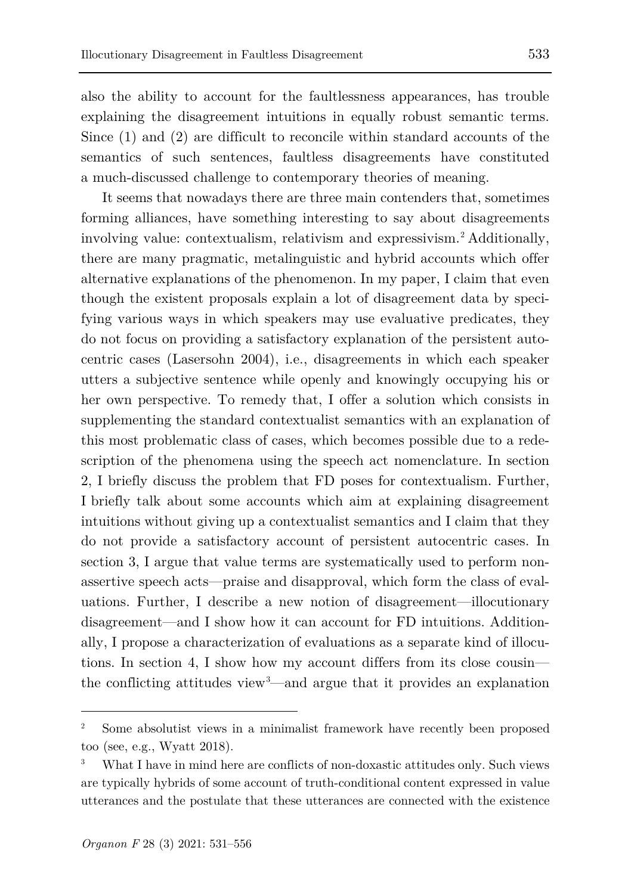also the ability to account for the faultlessness appearances, has trouble explaining the disagreement intuitions in equally robust semantic terms. Since (1) and (2) are difficult to reconcile within standard accounts of the semantics of such sentences, faultless disagreements have constituted a much-discussed challenge to contemporary theories of meaning.

It seems that nowadays there are three main contenders that, sometimes forming alliances, have something interesting to say about disagreements involving value: contextualism, relativism and expressivism.[2] Additionally, there are many pragmatic, metalinguistic and hybrid accounts which offer alternative explanations of the phenomenon. In my paper, I claim that even though the existent proposals explain a lot of disagreement data by specifying various ways in which speakers may use evaluative predicates, they do not focus on providing a satisfactory explanation of the persistent autocentric cases (Lasersohn 2004), i.e., disagreements in which each speaker utters a subjective sentence while openly and knowingly occupying his or her own perspective. To remedy that, I offer a solution which consists in supplementing the standard contextualist semantics with an explanation of this most problematic class of cases, which becomes possible due to a redescription of the phenomena using the speech act nomenclature. In section 2, I briefly discuss the problem that FD poses for contextualism. Further, I briefly talk about some accounts which aim at explaining disagreement intuitions without giving up a contextualist semantics and I claim that they do not provide a satisfactory account of persistent autocentric cases. In section 3, I argue that value terms are systematically used to perform non-assertive speech acts—praise and disapproval, which form the class of evaluations. Further, I describe a new notion of disagreement—illocutionary disagreement—and I show how it can account for FD intuitions. Additionally, I propose a characterization of evaluations as a separate kind of illocutions. In section 4, I show how my account differs from its close cousin—the conflicting attitudes view[3]—and argue that it provides an explanation

---

[2] Some absolutist views in a minimalist framework have recently been proposed too (see, e.g., Wyatt 2018).

[3] What I have in mind here are conflicts of non-doxastic attitudes only. Such views are typically hybrids of some account of truth-conditional content expressed in value utterances and the postulate that these utterances are connected with the existence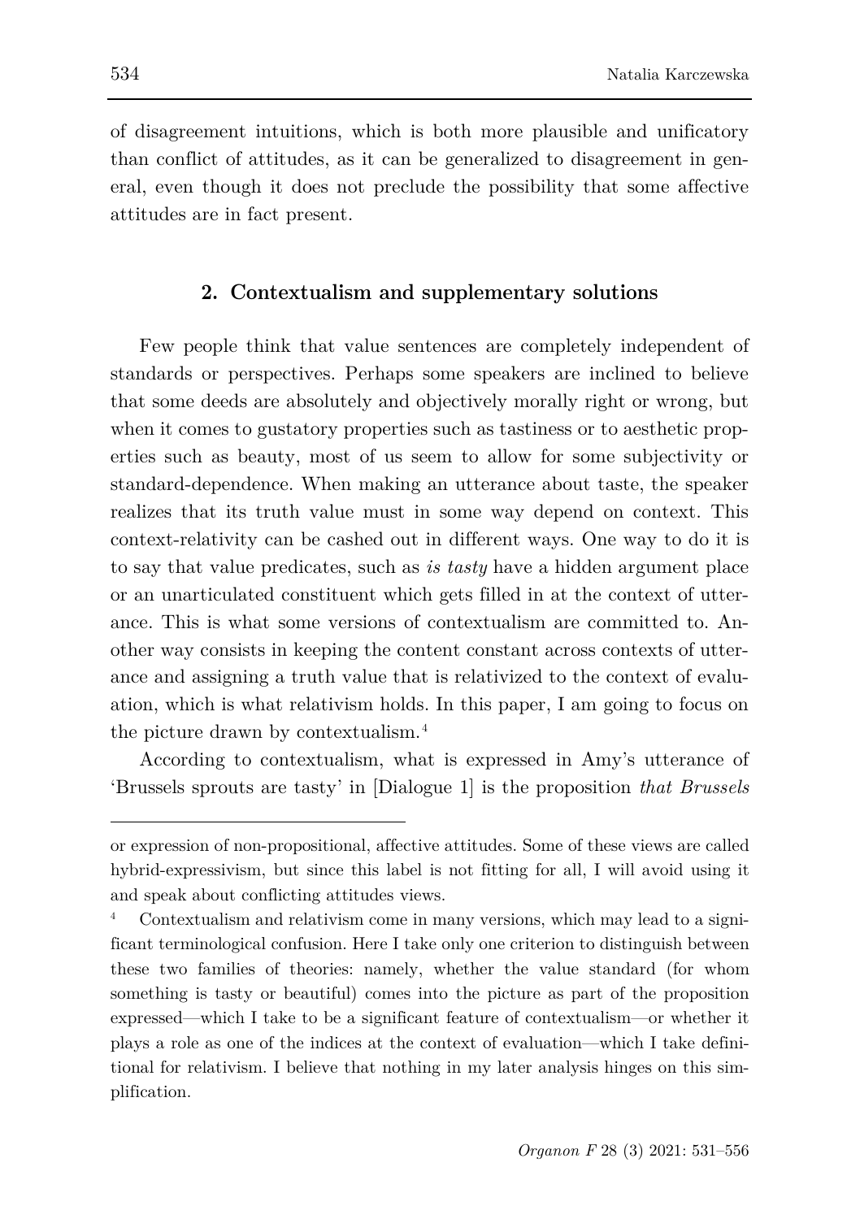of disagreement intuitions, which is both more plausible and unificatory than conflict of attitudes, as it can be generalized to disagreement in general, even though it does not preclude the possibility that some affective attitudes are in fact present.

## 2. Contextualism and supplementary solutions

Few people think that value sentences are completely independent of standards or perspectives. Perhaps some speakers are inclined to believe that some deeds are absolutely and objectively morally right or wrong, but when it comes to gustatory properties such as tastiness or to aesthetic properties such as beauty, most of us seem to allow for some subjectivity or standard-dependence. When making an utterance about taste, the speaker realizes that its truth value must in some way depend on context. This context-relativity can be cashed out in different ways. One way to do it is to say that value predicates, such as *is tasty* have a hidden argument place or an unarticulated constituent which gets filled in at the context of utterance. This is what some versions of contextualism are committed to. Another way consists in keeping the content constant across contexts of utterance and assigning a truth value that is relativized to the context of evaluation, which is what relativism holds. In this paper, I am going to focus on the picture drawn by contextualism.[4]

According to contextualism, what is expressed in Amy's utterance of 'Brussels sprouts are tasty' in [Dialogue 1] is the proposition *that Brussels*

---

or expression of non-propositional, affective attitudes. Some of these views are called hybrid-expressivism, but since this label is not fitting for all, I will avoid using it and speak about conflicting attitudes views.

[4] Contextualism and relativism come in many versions, which may lead to a significant terminological confusion. Here I take only one criterion to distinguish between these two families of theories: namely, whether the value standard (for whom something is tasty or beautiful) comes into the picture as part of the proposition expressed—which I take to be a significant feature of contextualism—or whether it plays a role as one of the indices at the context of evaluation—which I take definitional for relativism. I believe that nothing in my later analysis hinges on this simplification.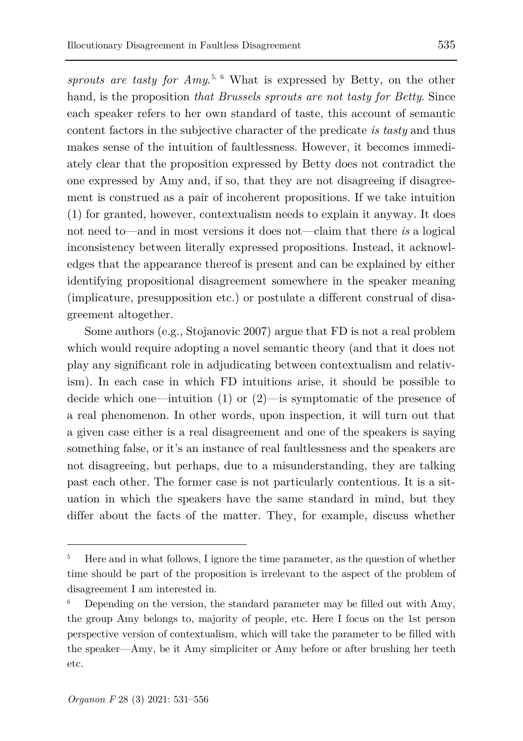*sprouts are tasty for Amy*.[5, 6] What is expressed by Betty, on the other hand, is the proposition *that Brussels sprouts are not tasty for Betty*. Since each speaker refers to her own standard of taste, this account of semantic content factors in the subjective character of the predicate *is tasty* and thus makes sense of the intuition of faultlessness. However, it becomes immediately clear that the proposition expressed by Betty does not contradict the one expressed by Amy and, if so, that they are not disagreeing if disagreement is construed as a pair of incoherent propositions. If we take intuition (1) for granted, however, contextualism needs to explain it anyway. It does not need to—and in most versions it does not—claim that there *is* a logical inconsistency between literally expressed propositions. Instead, it acknowledges that the appearance thereof is present and can be explained by either identifying propositional disagreement somewhere in the speaker meaning (implicature, presupposition etc.) or postulate a different construal of disagreement altogether.

Some authors (e.g., Stojanovic 2007) argue that FD is not a real problem which would require adopting a novel semantic theory (and that it does not play any significant role in adjudicating between contextualism and relativism). In each case in which FD intuitions arise, it should be possible to decide which one—intuition (1) or (2)—is symptomatic of the presence of a real phenomenon. In other words, upon inspection, it will turn out that a given case either is a real disagreement and one of the speakers is saying something false, or it's an instance of real faultlessness and the speakers are not disagreeing, but perhaps, due to a misunderstanding, they are talking past each other. The former case is not particularly contentious. It is a situation in which the speakers have the same standard in mind, but they differ about the facts of the matter. They, for example, discuss whether

---

[5] Here and in what follows, I ignore the time parameter, as the question of whether time should be part of the proposition is irrelevant to the aspect of the problem of disagreement I am interested in.

[6] Depending on the version, the standard parameter may be filled out with Amy, the group Amy belongs to, majority of people, etc. Here I focus on the 1st person perspective version of contextualism, which will take the parameter to be filled with the speaker—Amy, be it Amy simpliciter or Amy before or after brushing her teeth etc.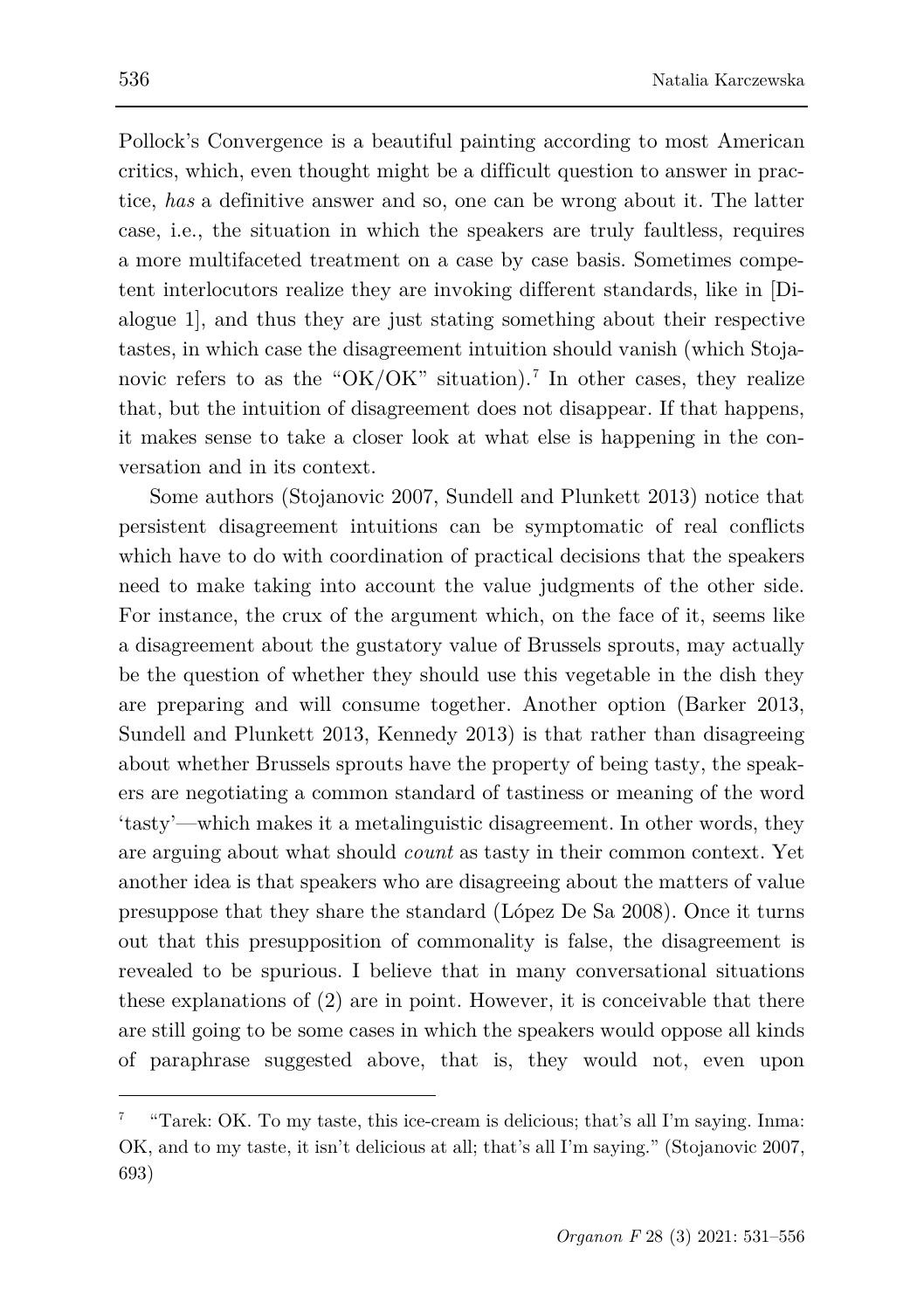Pollock's Convergence is a beautiful painting according to most American critics, which, even thought might be a difficult question to answer in practice, *has* a definitive answer and so, one can be wrong about it. The latter case, i.e., the situation in which the speakers are truly faultless, requires a more multifaceted treatment on a case by case basis. Sometimes competent interlocutors realize they are invoking different standards, like in [Dialogue 1], and thus they are just stating something about their respective tastes, in which case the disagreement intuition should vanish (which Stojanovic refers to as the "OK/OK" situation).[7] In other cases, they realize that, but the intuition of disagreement does not disappear. If that happens, it makes sense to take a closer look at what else is happening in the conversation and in its context.

Some authors (Stojanovic 2007, Sundell and Plunkett 2013) notice that persistent disagreement intuitions can be symptomatic of real conflicts which have to do with coordination of practical decisions that the speakers need to make taking into account the value judgments of the other side. For instance, the crux of the argument which, on the face of it, seems like a disagreement about the gustatory value of Brussels sprouts, may actually be the question of whether they should use this vegetable in the dish they are preparing and will consume together. Another option (Barker 2013, Sundell and Plunkett 2013, Kennedy 2013) is that rather than disagreeing about whether Brussels sprouts have the property of being tasty, the speakers are negotiating a common standard of tastiness or meaning of the word 'tasty'—which makes it a metalinguistic disagreement. In other words, they are arguing about what should *count* as tasty in their common context. Yet another idea is that speakers who are disagreeing about the matters of value presuppose that they share the standard (López De Sa 2008). Once it turns out that this presupposition of commonality is false, the disagreement is revealed to be spurious. I believe that in many conversational situations these explanations of (2) are in point. However, it is conceivable that there are still going to be some cases in which the speakers would oppose all kinds of paraphrase suggested above, that is, they would not, even upon

---

[7] "Tarek: OK. To my taste, this ice-cream is delicious; that's all I'm saying. Inma: OK, and to my taste, it isn't delicious at all; that's all I'm saying." (Stojanovic 2007, 693)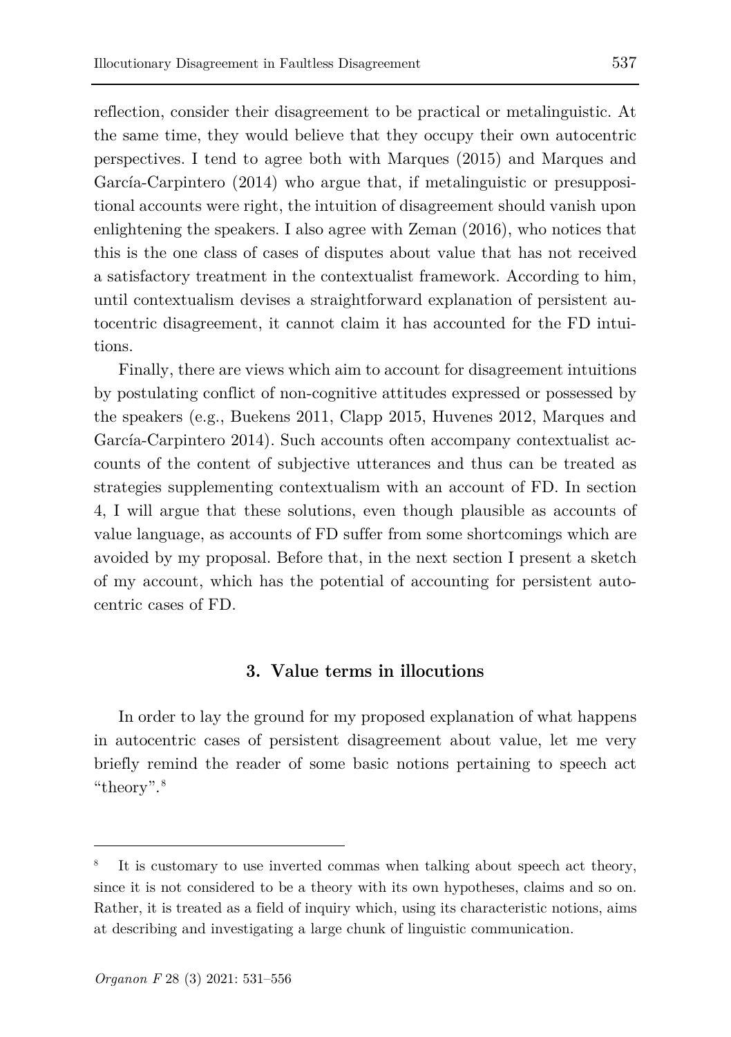reflection, consider their disagreement to be practical or metalinguistic. At the same time, they would believe that they occupy their own autocentric perspectives. I tend to agree both with Marques (2015) and Marques and García-Carpintero (2014) who argue that, if metalinguistic or presuppositional accounts were right, the intuition of disagreement should vanish upon enlightening the speakers. I also agree with Zeman (2016), who notices that this is the one class of cases of disputes about value that has not received a satisfactory treatment in the contextualist framework. According to him, until contextualism devises a straightforward explanation of persistent autocentric disagreement, it cannot claim it has accounted for the FD intuitions.

Finally, there are views which aim to account for disagreement intuitions by postulating conflict of non-cognitive attitudes expressed or possessed by the speakers (e.g., Buekens 2011, Clapp 2015, Huvenes 2012, Marques and García-Carpintero 2014). Such accounts often accompany contextualist accounts of the content of subjective utterances and thus can be treated as strategies supplementing contextualism with an account of FD. In section 4, I will argue that these solutions, even though plausible as accounts of value language, as accounts of FD suffer from some shortcomings which are avoided by my proposal. Before that, in the next section I present a sketch of my account, which has the potential of accounting for persistent autocentric cases of FD.

## 3. Value terms in illocutions

In order to lay the ground for my proposed explanation of what happens in autocentric cases of persistent disagreement about value, let me very briefly remind the reader of some basic notions pertaining to speech act "theory".[8]

---

[8] It is customary to use inverted commas when talking about speech act theory, since it is not considered to be a theory with its own hypotheses, claims and so on. Rather, it is treated as a field of inquiry which, using its characteristic notions, aims at describing and investigating a large chunk of linguistic communication.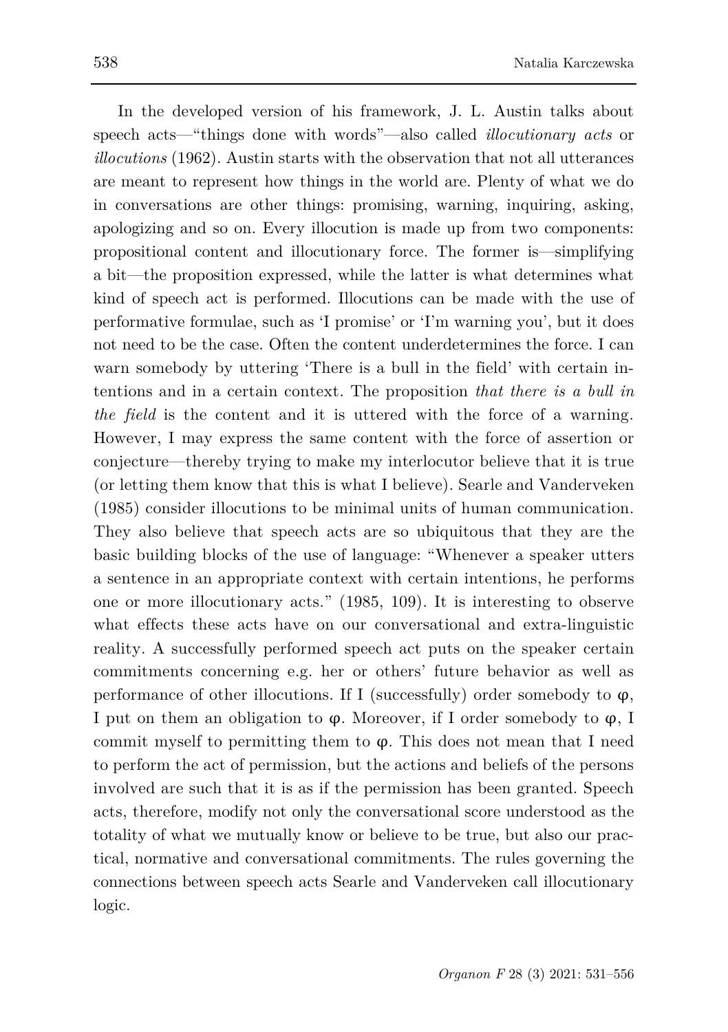In the developed version of his framework, J. L. Austin talks about speech acts—"things done with words"—also called *illocutionary acts* or *illocutions* (1962). Austin starts with the observation that not all utterances are meant to represent how things in the world are. Plenty of what we do in conversations are other things: promising, warning, inquiring, asking, apologizing and so on. Every illocution is made up from two components: propositional content and illocutionary force. The former is—simplifying a bit—the proposition expressed, while the latter is what determines what kind of speech act is performed. Illocutions can be made with the use of performative formulae, such as 'I promise' or 'I'm warning you', but it does not need to be the case. Often the content underdetermines the force. I can warn somebody by uttering 'There is a bull in the field' with certain intentions and in a certain context. The proposition *that there is a bull in the field* is the content and it is uttered with the force of a warning. However, I may express the same content with the force of assertion or conjecture—thereby trying to make my interlocutor believe that it is true (or letting them know that this is what I believe). Searle and Vanderveken (1985) consider illocutions to be minimal units of human communication. They also believe that speech acts are so ubiquitous that they are the basic building blocks of the use of language: "Whenever a speaker utters a sentence in an appropriate context with certain intentions, he performs one or more illocutionary acts." (1985, 109). It is interesting to observe what effects these acts have on our conversational and extra-linguistic reality. A successfully performed speech act puts on the speaker certain commitments concerning e.g. her or others' future behavior as well as performance of other illocutions. If I (successfully) order somebody to $\varphi$, I put on them an obligation to $\varphi$. Moreover, if I order somebody to $\varphi$, I commit myself to permitting them to $\varphi$. This does not mean that I need to perform the act of permission, but the actions and beliefs of the persons involved are such that it is as if the permission has been granted. Speech acts, therefore, modify not only the conversational score understood as the totality of what we mutually know or believe to be true, but also our practical, normative and conversational commitments. The rules governing the connections between speech acts Searle and Vanderveken call illocutionary logic.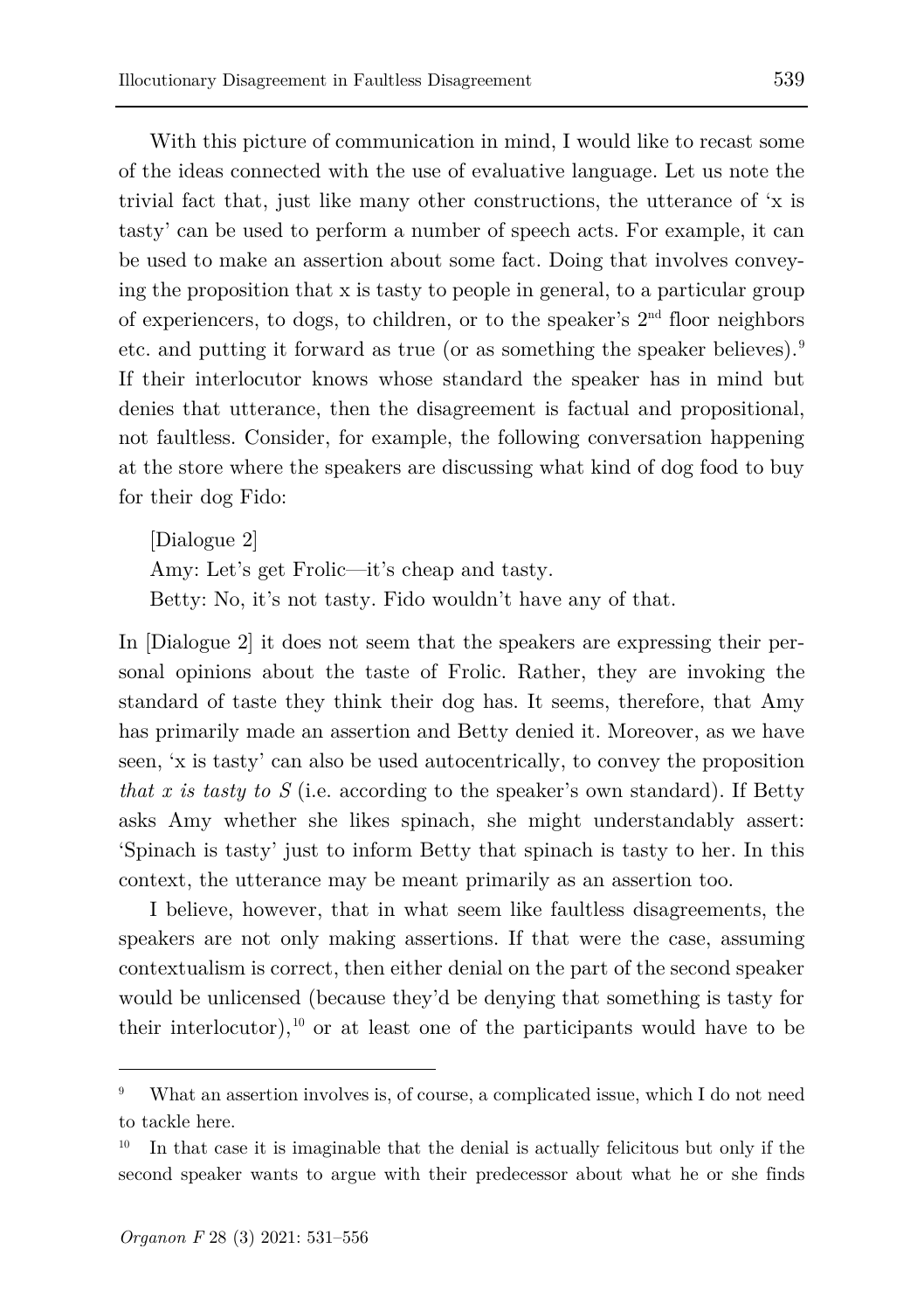With this picture of communication in mind, I would like to recast some of the ideas connected with the use of evaluative language. Let us note the trivial fact that, just like many other constructions, the utterance of 'x is tasty' can be used to perform a number of speech acts. For example, it can be used to make an assertion about some fact. Doing that involves conveying the proposition that x is tasty to people in general, to a particular group of experiencers, to dogs, to children, or to the speaker's 2nd floor neighbors etc. and putting it forward as true (or as something the speaker believes).[9] If their interlocutor knows whose standard the speaker has in mind but denies that utterance, then the disagreement is factual and propositional, not faultless. Consider, for example, the following conversation happening at the store where the speakers are discussing what kind of dog food to buy for their dog Fido:

[Dialogue 2]
Amy: Let's get Frolic—it's cheap and tasty.
Betty: No, it's not tasty. Fido wouldn't have any of that.

In [Dialogue 2] it does not seem that the speakers are expressing their personal opinions about the taste of Frolic. Rather, they are invoking the standard of taste they think their dog has. It seems, therefore, that Amy has primarily made an assertion and Betty denied it. Moreover, as we have seen, 'x is tasty' can also be used autocentrically, to convey the proposition *that x is tasty to S* (i.e. according to the speaker's own standard). If Betty asks Amy whether she likes spinach, she might understandably assert: 'Spinach is tasty' just to inform Betty that spinach is tasty to her. In this context, the utterance may be meant primarily as an assertion too.

I believe, however, that in what seem like faultless disagreements, the speakers are not only making assertions. If that were the case, assuming contextualism is correct, then either denial on the part of the second speaker would be unlicensed (because they'd be denying that something is tasty for their interlocutor),[10] or at least one of the participants would have to be

[9] What an assertion involves is, of course, a complicated issue, which I do not need to tackle here.

[10] In that case it is imaginable that the denial is actually felicitous but only if the second speaker wants to argue with their predecessor about what he or she finds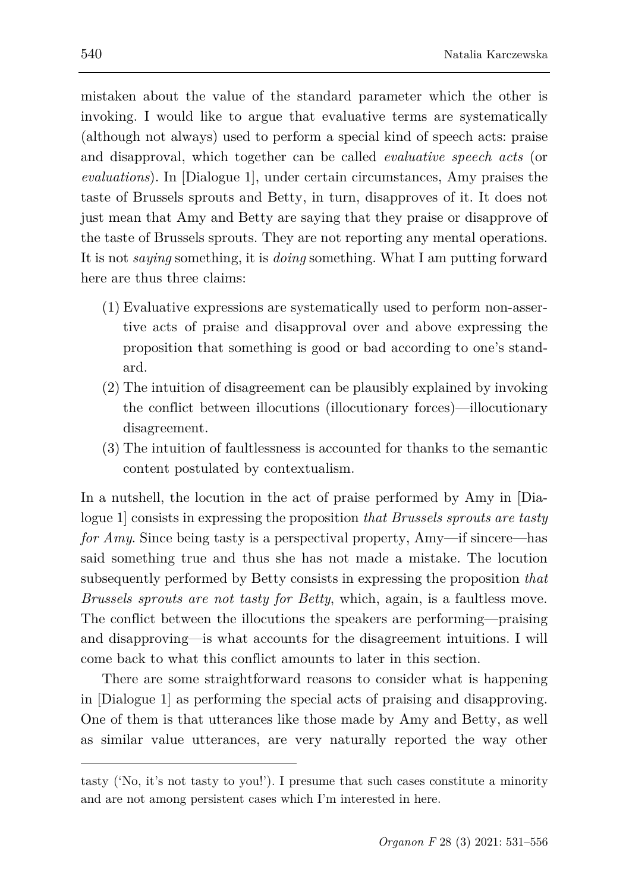mistaken about the value of the standard parameter which the other is invoking. I would like to argue that evaluative terms are systematically (although not always) used to perform a special kind of speech acts: praise and disapproval, which together can be called *evaluative speech acts* (or *evaluations*). In [Dialogue 1], under certain circumstances, Amy praises the taste of Brussels sprouts and Betty, in turn, disapproves of it. It does not just mean that Amy and Betty are saying that they praise or disapprove of the taste of Brussels sprouts. They are not reporting any mental operations. It is not *saying* something, it is *doing* something. What I am putting forward here are thus three claims:

(1) Evaluative expressions are systematically used to perform non-assertive acts of praise and disapproval over and above expressing the proposition that something is good or bad according to one's standard.
(2) The intuition of disagreement can be plausibly explained by invoking the conflict between illocutions (illocutionary forces)—illocutionary disagreement.
(3) The intuition of faultlessness is accounted for thanks to the semantic content postulated by contextualism.

In a nutshell, the locution in the act of praise performed by Amy in [Dialogue 1] consists in expressing the proposition *that Brussels sprouts are tasty for Amy*. Since being tasty is a perspectival property, Amy—if sincere—has said something true and thus she has not made a mistake. The locution subsequently performed by Betty consists in expressing the proposition *that Brussels sprouts are not tasty for Betty*, which, again, is a faultless move. The conflict between the illocutions the speakers are performing—praising and disapproving—is what accounts for the disagreement intuitions. I will come back to what this conflict amounts to later in this section.

There are some straightforward reasons to consider what is happening in [Dialogue 1] as performing the special acts of praising and disapproving. One of them is that utterances like those made by Amy and Betty, as well as similar value utterances, are very naturally reported the way other

---

tasty ('No, it's not tasty to you!'). I presume that such cases constitute a minority and are not among persistent cases which I'm interested in here.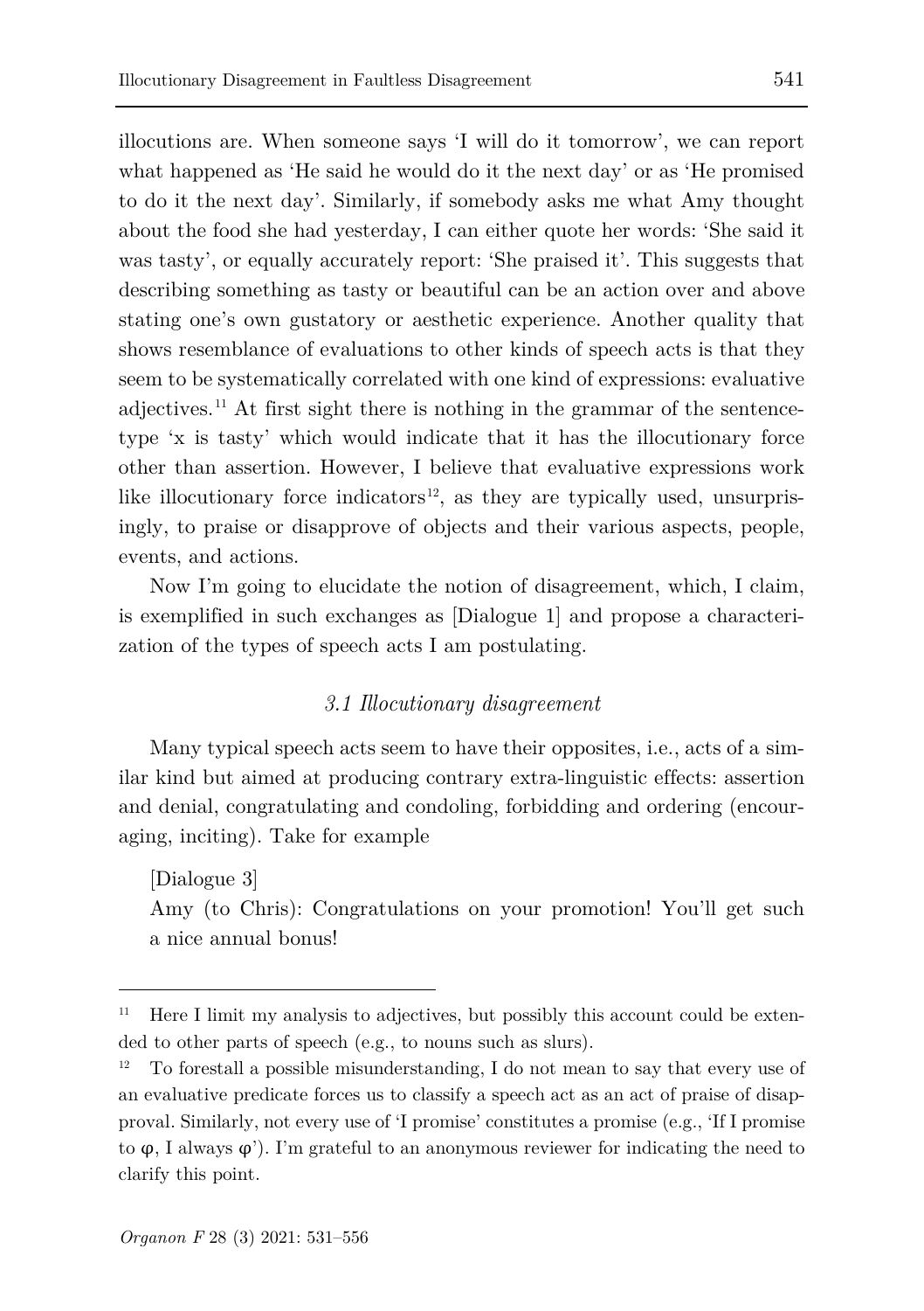illocutions are. When someone says 'I will do it tomorrow', we can report what happened as 'He said he would do it the next day' or as 'He promised to do it the next day'. Similarly, if somebody asks me what Amy thought about the food she had yesterday, I can either quote her words: 'She said it was tasty', or equally accurately report: 'She praised it'. This suggests that describing something as tasty or beautiful can be an action over and above stating one's own gustatory or aesthetic experience. Another quality that shows resemblance of evaluations to other kinds of speech acts is that they seem to be systematically correlated with one kind of expressions: evaluative adjectives.[11] At first sight there is nothing in the grammar of the sentence-type 'x is tasty' which would indicate that it has the illocutionary force other than assertion. However, I believe that evaluative expressions work like illocutionary force indicators[12], as they are typically used, unsurprisingly, to praise or disapprove of objects and their various aspects, people, events, and actions.

Now I'm going to elucidate the notion of disagreement, which, I claim, is exemplified in such exchanges as [Dialogue 1] and propose a characterization of the types of speech acts I am postulating.

### *3.1 Illocutionary disagreement*

Many typical speech acts seem to have their opposites, i.e., acts of a similar kind but aimed at producing contrary extra-linguistic effects: assertion and denial, congratulating and condoling, forbidding and ordering (encouraging, inciting). Take for example

[Dialogue 3]
Amy (to Chris): Congratulations on your promotion! You'll get such a nice annual bonus!

---

[11] Here I limit my analysis to adjectives, but possibly this account could be extended to other parts of speech (e.g., to nouns such as slurs).

[12] To forestall a possible misunderstanding, I do not mean to say that every use of an evaluative predicate forces us to classify a speech act as an act of praise of disapproval. Similarly, not every use of 'I promise' constitutes a promise (e.g., 'If I promise to φ, I always φ'). I'm grateful to an anonymous reviewer for indicating the need to clarify this point.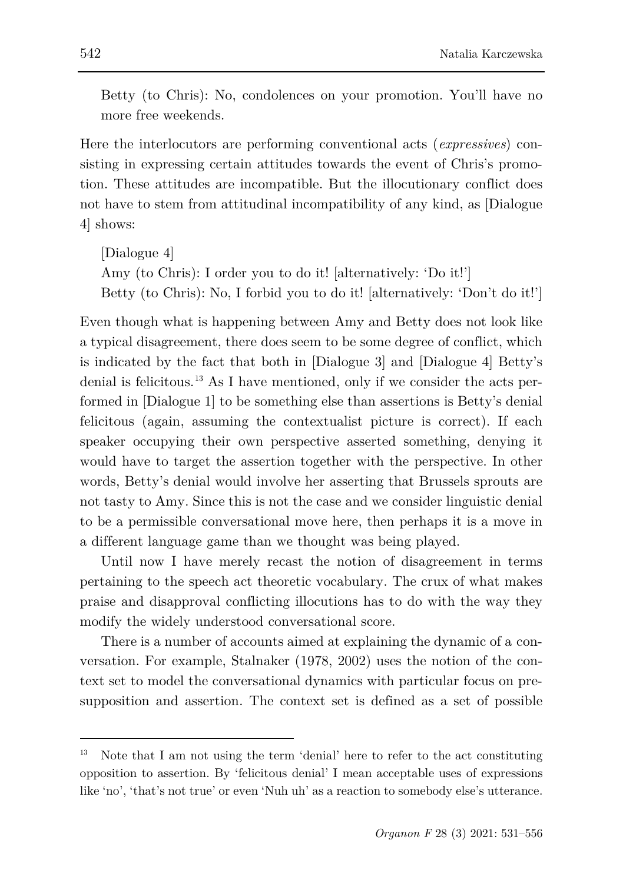Betty (to Chris): No, condolences on your promotion. You'll have no more free weekends.

Here the interlocutors are performing conventional acts (*expressives*) consisting in expressing certain attitudes towards the event of Chris's promotion. These attitudes are incompatible. But the illocutionary conflict does not have to stem from attitudinal incompatibility of any kind, as [Dialogue 4] shows:

[Dialogue 4]
Amy (to Chris): I order you to do it! [alternatively: 'Do it!']
Betty (to Chris): No, I forbid you to do it! [alternatively: 'Don't do it!']

Even though what is happening between Amy and Betty does not look like a typical disagreement, there does seem to be some degree of conflict, which is indicated by the fact that both in [Dialogue 3] and [Dialogue 4] Betty's denial is felicitous.[13] As I have mentioned, only if we consider the acts performed in [Dialogue 1] to be something else than assertions is Betty's denial felicitous (again, assuming the contextualist picture is correct). If each speaker occupying their own perspective asserted something, denying it would have to target the assertion together with the perspective. In other words, Betty's denial would involve her asserting that Brussels sprouts are not tasty to Amy. Since this is not the case and we consider linguistic denial to be a permissible conversational move here, then perhaps it is a move in a different language game than we thought was being played.

Until now I have merely recast the notion of disagreement in terms pertaining to the speech act theoretic vocabulary. The crux of what makes praise and disapproval conflicting illocutions has to do with the way they modify the widely understood conversational score.

There is a number of accounts aimed at explaining the dynamic of a conversation. For example, Stalnaker (1978, 2002) uses the notion of the context set to model the conversational dynamics with particular focus on presupposition and assertion. The context set is defined as a set of possible

[13] Note that I am not using the term 'denial' here to refer to the act constituting opposition to assertion. By 'felicitous denial' I mean acceptable uses of expressions like 'no', 'that's not true' or even 'Nuh uh' as a reaction to somebody else's utterance.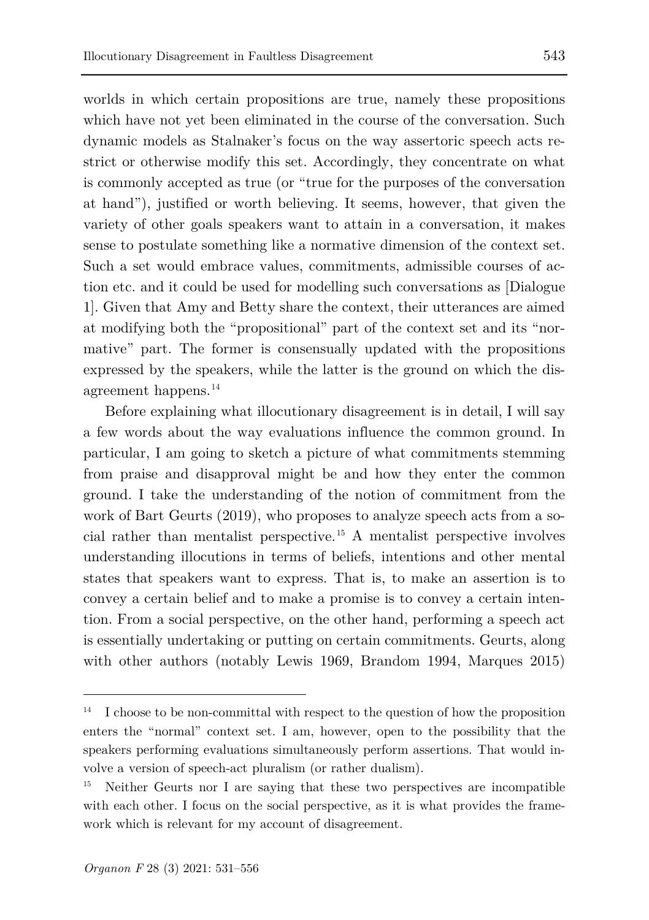worlds in which certain propositions are true, namely these propositions which have not yet been eliminated in the course of the conversation. Such dynamic models as Stalnaker's focus on the way assertoric speech acts restrict or otherwise modify this set. Accordingly, they concentrate on what is commonly accepted as true (or "true for the purposes of the conversation at hand"), justified or worth believing. It seems, however, that given the variety of other goals speakers want to attain in a conversation, it makes sense to postulate something like a normative dimension of the context set. Such a set would embrace values, commitments, admissible courses of action etc. and it could be used for modelling such conversations as [Dialogue 1]. Given that Amy and Betty share the context, their utterances are aimed at modifying both the "propositional" part of the context set and its "normative" part. The former is consensually updated with the propositions expressed by the speakers, while the latter is the ground on which the disagreement happens.[14]

Before explaining what illocutionary disagreement is in detail, I will say a few words about the way evaluations influence the common ground. In particular, I am going to sketch a picture of what commitments stemming from praise and disapproval might be and how they enter the common ground. I take the understanding of the notion of commitment from the work of Bart Geurts (2019), who proposes to analyze speech acts from a social rather than mentalist perspective.[15] A mentalist perspective involves understanding illocutions in terms of beliefs, intentions and other mental states that speakers want to express. That is, to make an assertion is to convey a certain belief and to make a promise is to convey a certain intention. From a social perspective, on the other hand, performing a speech act is essentially undertaking or putting on certain commitments. Geurts, along with other authors (notably Lewis 1969, Brandom 1994, Marques 2015)

[14] I choose to be non-committal with respect to the question of how the proposition enters the "normal" context set. I am, however, open to the possibility that the speakers performing evaluations simultaneously perform assertions. That would involve a version of speech-act pluralism (or rather dualism).

[15] Neither Geurts nor I are saying that these two perspectives are incompatible with each other. I focus on the social perspective, as it is what provides the framework which is relevant for my account of disagreement.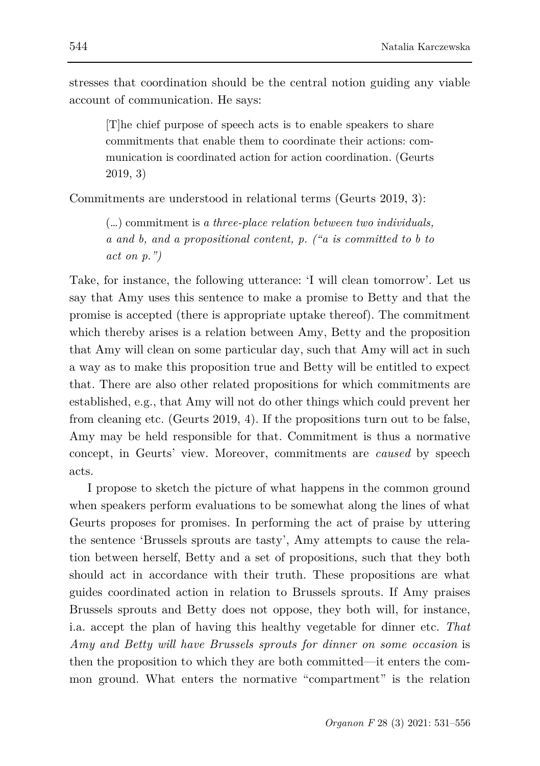stresses that coordination should be the central notion guiding any viable account of communication. He says:

> [T]he chief purpose of speech acts is to enable speakers to share commitments that enable them to coordinate their actions: communication is coordinated action for action coordination. (Geurts 2019, 3)

Commitments are understood in relational terms (Geurts 2019, 3):

> (…) commitment is *a three-place relation between two individuals, a and b, and a propositional content, p. ("a is committed to b to act on p.")*

Take, for instance, the following utterance: 'I will clean tomorrow'. Let us say that Amy uses this sentence to make a promise to Betty and that the promise is accepted (there is appropriate uptake thereof). The commitment which thereby arises is a relation between Amy, Betty and the proposition that Amy will clean on some particular day, such that Amy will act in such a way as to make this proposition true and Betty will be entitled to expect that. There are also other related propositions for which commitments are established, e.g., that Amy will not do other things which could prevent her from cleaning etc. (Geurts 2019, 4). If the propositions turn out to be false, Amy may be held responsible for that. Commitment is thus a normative concept, in Geurts' view. Moreover, commitments are *caused* by speech acts.

I propose to sketch the picture of what happens in the common ground when speakers perform evaluations to be somewhat along the lines of what Geurts proposes for promises. In performing the act of praise by uttering the sentence 'Brussels sprouts are tasty', Amy attempts to cause the relation between herself, Betty and a set of propositions, such that they both should act in accordance with their truth. These propositions are what guides coordinated action in relation to Brussels sprouts. If Amy praises Brussels sprouts and Betty does not oppose, they both will, for instance, i.a. accept the plan of having this healthy vegetable for dinner etc. *That Amy and Betty will have Brussels sprouts for dinner on some occasion* is then the proposition to which they are both committed—it enters the common ground. What enters the normative "compartment" is the relation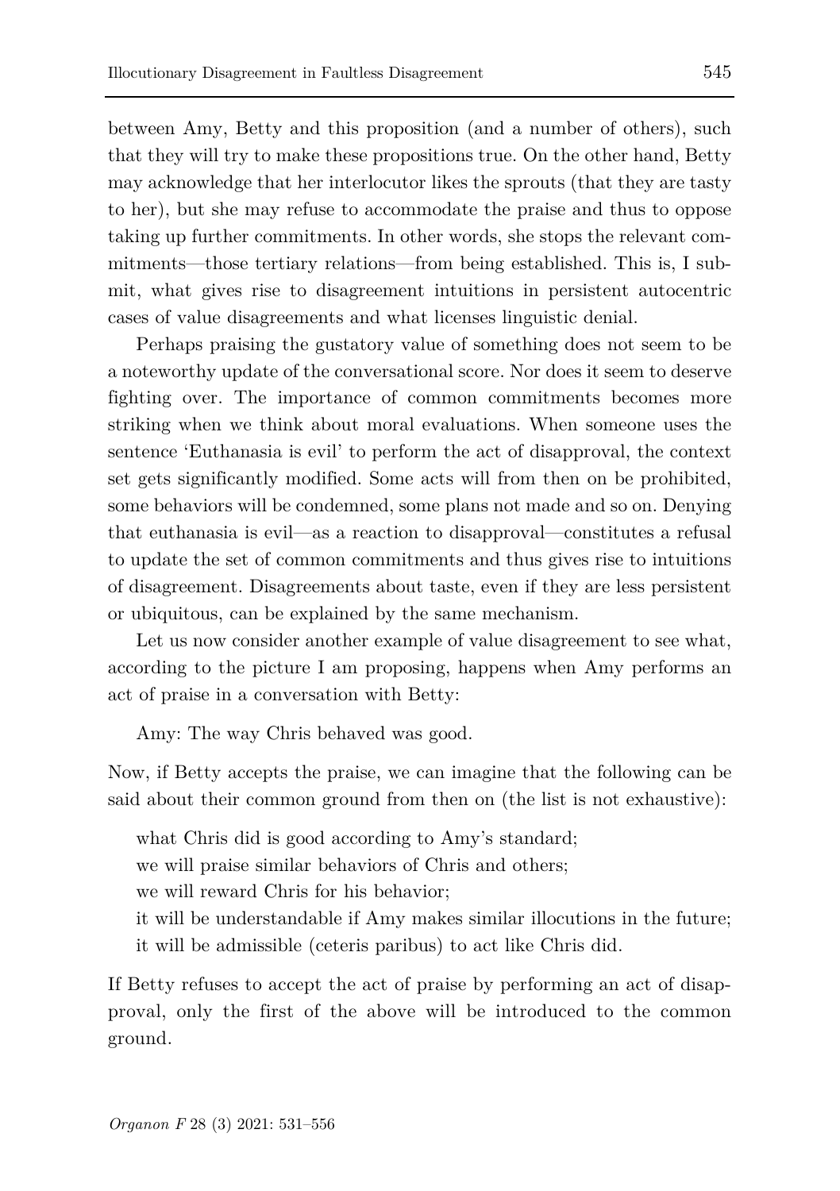between Amy, Betty and this proposition (and a number of others), such that they will try to make these propositions true. On the other hand, Betty may acknowledge that her interlocutor likes the sprouts (that they are tasty to her), but she may refuse to accommodate the praise and thus to oppose taking up further commitments. In other words, she stops the relevant commitments—those tertiary relations—from being established. This is, I submit, what gives rise to disagreement intuitions in persistent autocentric cases of value disagreements and what licenses linguistic denial.

Perhaps praising the gustatory value of something does not seem to be a noteworthy update of the conversational score. Nor does it seem to deserve fighting over. The importance of common commitments becomes more striking when we think about moral evaluations. When someone uses the sentence 'Euthanasia is evil' to perform the act of disapproval, the context set gets significantly modified. Some acts will from then on be prohibited, some behaviors will be condemned, some plans not made and so on. Denying that euthanasia is evil—as a reaction to disapproval—constitutes a refusal to update the set of common commitments and thus gives rise to intuitions of disagreement. Disagreements about taste, even if they are less persistent or ubiquitous, can be explained by the same mechanism.

Let us now consider another example of value disagreement to see what, according to the picture I am proposing, happens when Amy performs an act of praise in a conversation with Betty:

Amy: The way Chris behaved was good.

Now, if Betty accepts the praise, we can imagine that the following can be said about their common ground from then on (the list is not exhaustive):

what Chris did is good according to Amy's standard;  
we will praise similar behaviors of Chris and others;  
we will reward Chris for his behavior;  
it will be understandable if Amy makes similar illocutions in the future;  
it will be admissible (ceteris paribus) to act like Chris did.

If Betty refuses to accept the act of praise by performing an act of disapproval, only the first of the above will be introduced to the common ground.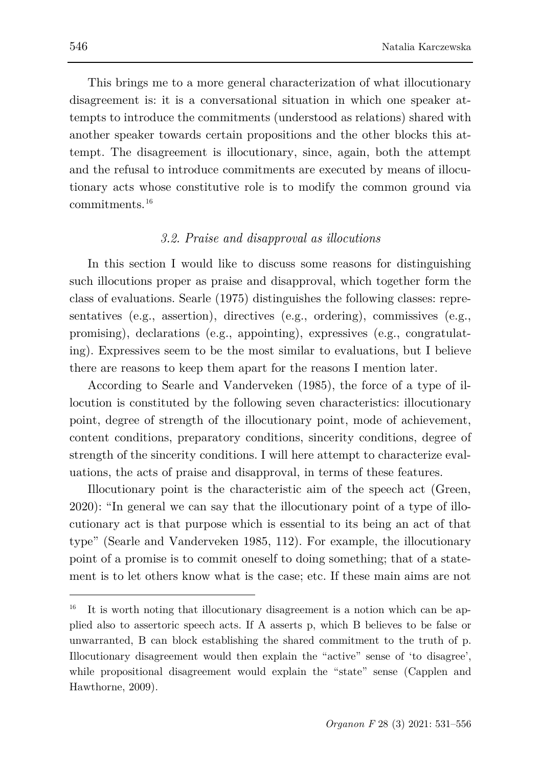This brings me to a more general characterization of what illocutionary disagreement is: it is a conversational situation in which one speaker attempts to introduce the commitments (understood as relations) shared with another speaker towards certain propositions and the other blocks this attempt. The disagreement is illocutionary, since, again, both the attempt and the refusal to introduce commitments are executed by means of illocutionary acts whose constitutive role is to modify the common ground via commitments.[16]

### *3.2. Praise and disapproval as illocutions*

In this section I would like to discuss some reasons for distinguishing such illocutions proper as praise and disapproval, which together form the class of evaluations. Searle (1975) distinguishes the following classes: representatives (e.g., assertion), directives (e.g., ordering), commissives (e.g., promising), declarations (e.g., appointing), expressives (e.g., congratulating). Expressives seem to be the most similar to evaluations, but I believe there are reasons to keep them apart for the reasons I mention later.

According to Searle and Vanderveken (1985), the force of a type of illocution is constituted by the following seven characteristics: illocutionary point, degree of strength of the illocutionary point, mode of achievement, content conditions, preparatory conditions, sincerity conditions, degree of strength of the sincerity conditions. I will here attempt to characterize evaluations, the acts of praise and disapproval, in terms of these features.

Illocutionary point is the characteristic aim of the speech act (Green, 2020): "In general we can say that the illocutionary point of a type of illocutionary act is that purpose which is essential to its being an act of that type" (Searle and Vanderveken 1985, 112). For example, the illocutionary point of a promise is to commit oneself to doing something; that of a statement is to let others know what is the case; etc. If these main aims are not

---

[16] It is worth noting that illocutionary disagreement is a notion which can be applied also to assertoric speech acts. If A asserts p, which B believes to be false or unwarranted, B can block establishing the shared commitment to the truth of p. Illocutionary disagreement would then explain the "active" sense of 'to disagree', while propositional disagreement would explain the "state" sense (Capplen and Hawthorne, 2009).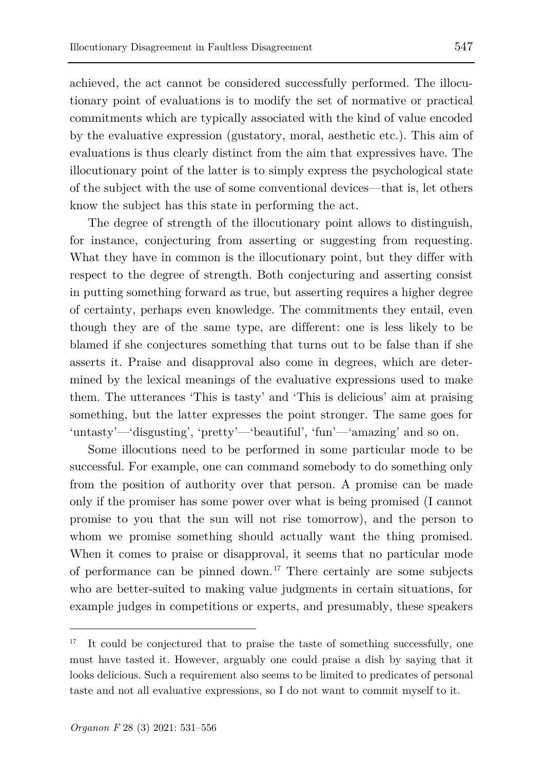achieved, the act cannot be considered successfully performed. The illocutionary point of evaluations is to modify the set of normative or practical commitments which are typically associated with the kind of value encoded by the evaluative expression (gustatory, moral, aesthetic etc.). This aim of evaluations is thus clearly distinct from the aim that expressives have. The illocutionary point of the latter is to simply express the psychological state of the subject with the use of some conventional devices—that is, let others know the subject has this state in performing the act.

The degree of strength of the illocutionary point allows to distinguish, for instance, conjecturing from asserting or suggesting from requesting. What they have in common is the illocutionary point, but they differ with respect to the degree of strength. Both conjecturing and asserting consist in putting something forward as true, but asserting requires a higher degree of certainty, perhaps even knowledge. The commitments they entail, even though they are of the same type, are different: one is less likely to be blamed if she conjectures something that turns out to be false than if she asserts it. Praise and disapproval also come in degrees, which are determined by the lexical meanings of the evaluative expressions used to make them. The utterances 'This is tasty' and 'This is delicious' aim at praising something, but the latter expresses the point stronger. The same goes for 'untasty'—'disgusting', 'pretty'—'beautiful', 'fun'—'amazing' and so on.

Some illocutions need to be performed in some particular mode to be successful. For example, one can command somebody to do something only from the position of authority over that person. A promise can be made only if the promiser has some power over what is being promised (I cannot promise to you that the sun will not rise tomorrow), and the person to whom we promise something should actually want the thing promised. When it comes to praise or disapproval, it seems that no particular mode of performance can be pinned down.[17] There certainly are some subjects who are better-suited to making value judgments in certain situations, for example judges in competitions or experts, and presumably, these speakers

---

[17] It could be conjectured that to praise the taste of something successfully, one must have tasted it. However, arguably one could praise a dish by saying that it looks delicious. Such a requirement also seems to be limited to predicates of personal taste and not all evaluative expressions, so I do not want to commit myself to it.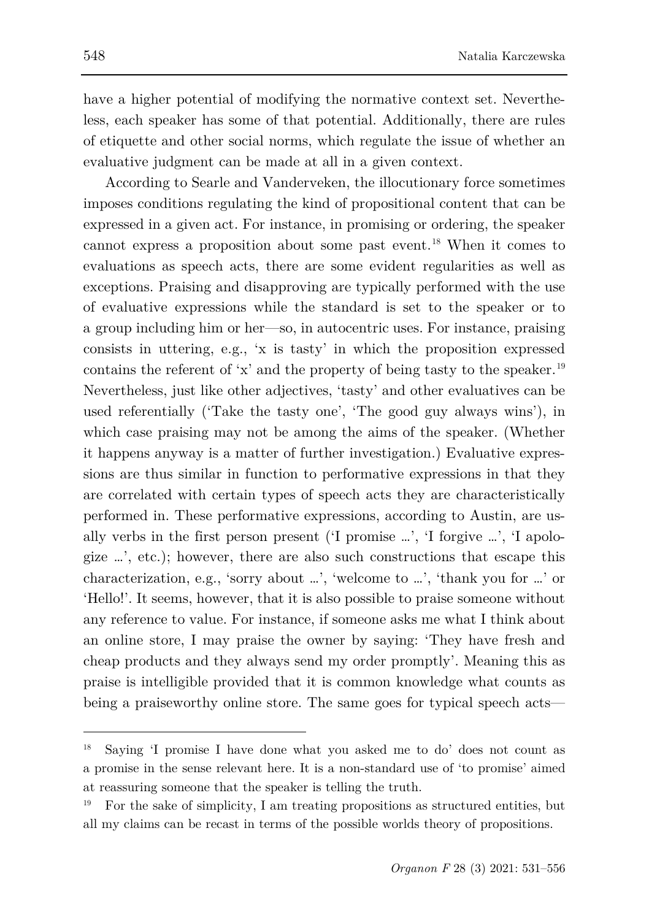have a higher potential of modifying the normative context set. Nevertheless, each speaker has some of that potential. Additionally, there are rules of etiquette and other social norms, which regulate the issue of whether an evaluative judgment can be made at all in a given context.

According to Searle and Vanderveken, the illocutionary force sometimes imposes conditions regulating the kind of propositional content that can be expressed in a given act. For instance, in promising or ordering, the speaker cannot express a proposition about some past event.[18] When it comes to evaluations as speech acts, there are some evident regularities as well as exceptions. Praising and disapproving are typically performed with the use of evaluative expressions while the standard is set to the speaker or to a group including him or her—so, in autocentric uses. For instance, praising consists in uttering, e.g., 'x is tasty' in which the proposition expressed contains the referent of 'x' and the property of being tasty to the speaker.[19] Nevertheless, just like other adjectives, 'tasty' and other evaluatives can be used referentially ('Take the tasty one', 'The good guy always wins'), in which case praising may not be among the aims of the speaker. (Whether it happens anyway is a matter of further investigation.) Evaluative expressions are thus similar in function to performative expressions in that they are correlated with certain types of speech acts they are characteristically performed in. These performative expressions, according to Austin, are usally verbs in the first person present ('I promise …', 'I forgive …', 'I apologize …', etc.); however, there are also such constructions that escape this characterization, e.g., 'sorry about …', 'welcome to …', 'thank you for …' or 'Hello!'. It seems, however, that it is also possible to praise someone without any reference to value. For instance, if someone asks me what I think about an online store, I may praise the owner by saying: 'They have fresh and cheap products and they always send my order promptly'. Meaning this as praise is intelligible provided that it is common knowledge what counts as being a praiseworthy online store. The same goes for typical speech acts—

---

[18] Saying 'I promise I have done what you asked me to do' does not count as a promise in the sense relevant here. It is a non-standard use of 'to promise' aimed at reassuring someone that the speaker is telling the truth.

[19] For the sake of simplicity, I am treating propositions as structured entities, but all my claims can be recast in terms of the possible worlds theory of propositions.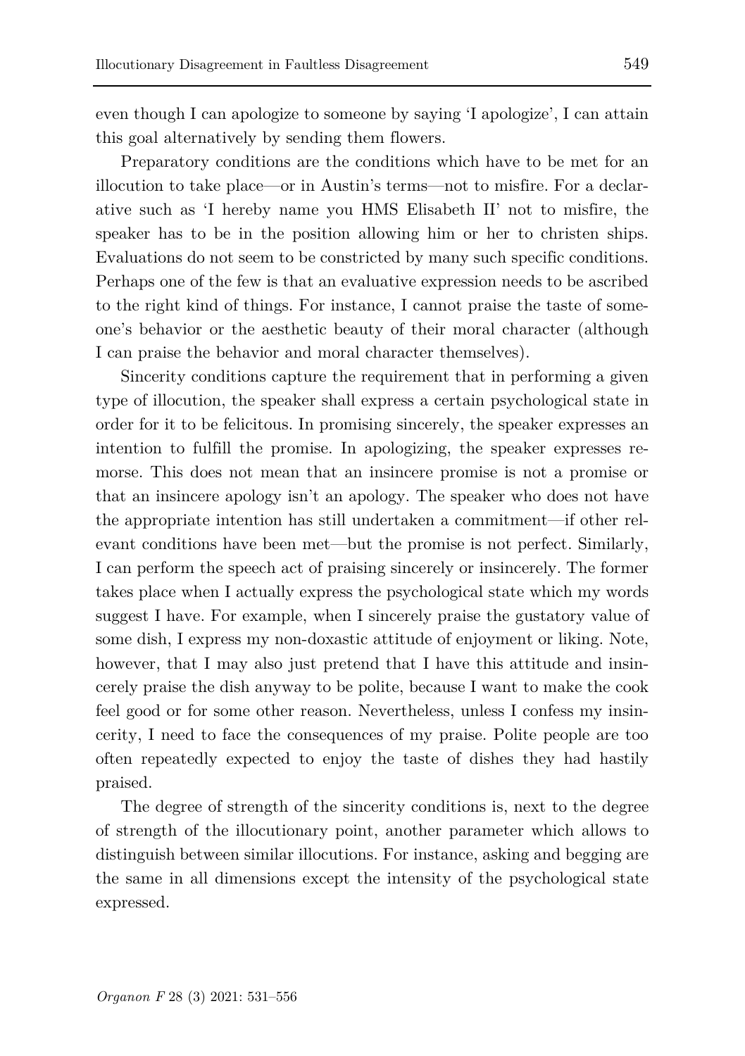even though I can apologize to someone by saying 'I apologize', I can attain this goal alternatively by sending them flowers.

Preparatory conditions are the conditions which have to be met for an illocution to take place—or in Austin's terms—not to misfire. For a declarative such as 'I hereby name you HMS Elisabeth II' not to misfire, the speaker has to be in the position allowing him or her to christen ships. Evaluations do not seem to be constricted by many such specific conditions. Perhaps one of the few is that an evaluative expression needs to be ascribed to the right kind of things. For instance, I cannot praise the taste of someone's behavior or the aesthetic beauty of their moral character (although I can praise the behavior and moral character themselves).

Sincerity conditions capture the requirement that in performing a given type of illocution, the speaker shall express a certain psychological state in order for it to be felicitous. In promising sincerely, the speaker expresses an intention to fulfill the promise. In apologizing, the speaker expresses remorse. This does not mean that an insincere promise is not a promise or that an insincere apology isn't an apology. The speaker who does not have the appropriate intention has still undertaken a commitment—if other relevant conditions have been met—but the promise is not perfect. Similarly, I can perform the speech act of praising sincerely or insincerely. The former takes place when I actually express the psychological state which my words suggest I have. For example, when I sincerely praise the gustatory value of some dish, I express my non-doxastic attitude of enjoyment or liking. Note, however, that I may also just pretend that I have this attitude and insincerely praise the dish anyway to be polite, because I want to make the cook feel good or for some other reason. Nevertheless, unless I confess my insincerity, I need to face the consequences of my praise. Polite people are too often repeatedly expected to enjoy the taste of dishes they had hastily praised.

The degree of strength of the sincerity conditions is, next to the degree of strength of the illocutionary point, another parameter which allows to distinguish between similar illocutions. For instance, asking and begging are the same in all dimensions except the intensity of the psychological state expressed.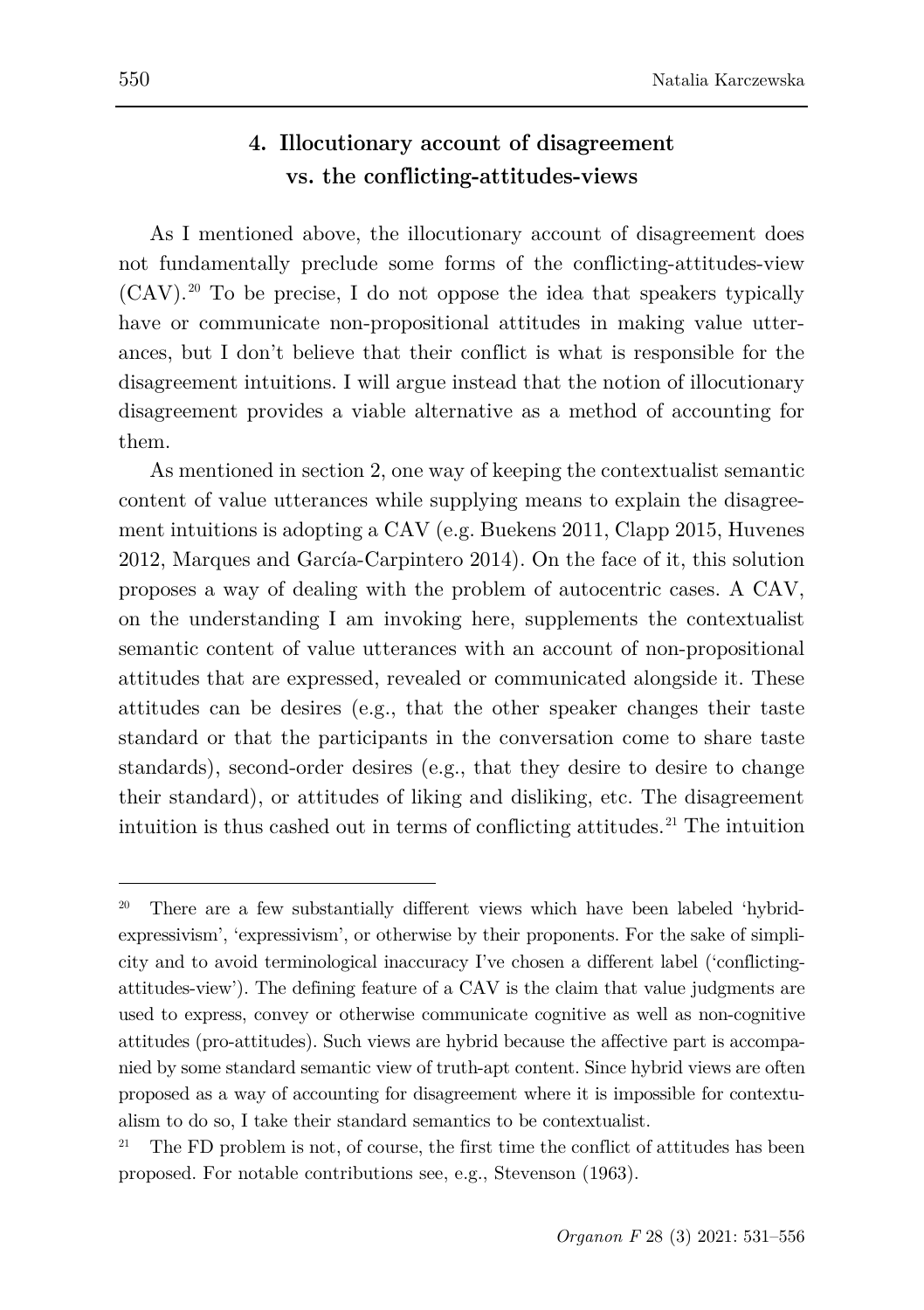## 4. Illocutionary account of disagreement vs. the conflicting-attitudes-views

As I mentioned above, the illocutionary account of disagreement does not fundamentally preclude some forms of the conflicting-attitudes-view (CAV).[20] To be precise, I do not oppose the idea that speakers typically have or communicate non-propositional attitudes in making value utterances, but I don't believe that their conflict is what is responsible for the disagreement intuitions. I will argue instead that the notion of illocutionary disagreement provides a viable alternative as a method of accounting for them.

As mentioned in section 2, one way of keeping the contextualist semantic content of value utterances while supplying means to explain the disagreement intuitions is adopting a CAV (e.g. Buekens 2011, Clapp 2015, Huvenes 2012, Marques and García-Carpintero 2014). On the face of it, this solution proposes a way of dealing with the problem of autocentric cases. A CAV, on the understanding I am invoking here, supplements the contextualist semantic content of value utterances with an account of non-propositional attitudes that are expressed, revealed or communicated alongside it. These attitudes can be desires (e.g., that the other speaker changes their taste standard or that the participants in the conversation come to share taste standards), second-order desires (e.g., that they desire to desire to change their standard), or attitudes of liking and disliking, etc. The disagreement intuition is thus cashed out in terms of conflicting attitudes.[21] The intuition

---

[20] There are a few substantially different views which have been labeled 'hybrid-expressivism', 'expressivism', or otherwise by their proponents. For the sake of simplicity and to avoid terminological inaccuracy I've chosen a different label ('conflicting-attitudes-view'). The defining feature of a CAV is the claim that value judgments are used to express, convey or otherwise communicate cognitive as well as non-cognitive attitudes (pro-attitudes). Such views are hybrid because the affective part is accompanied by some standard semantic view of truth-apt content. Since hybrid views are often proposed as a way of accounting for disagreement where it is impossible for contextualism to do so, I take their standard semantics to be contextualist.

[21] The FD problem is not, of course, the first time the conflict of attitudes has been proposed. For notable contributions see, e.g., Stevenson (1963).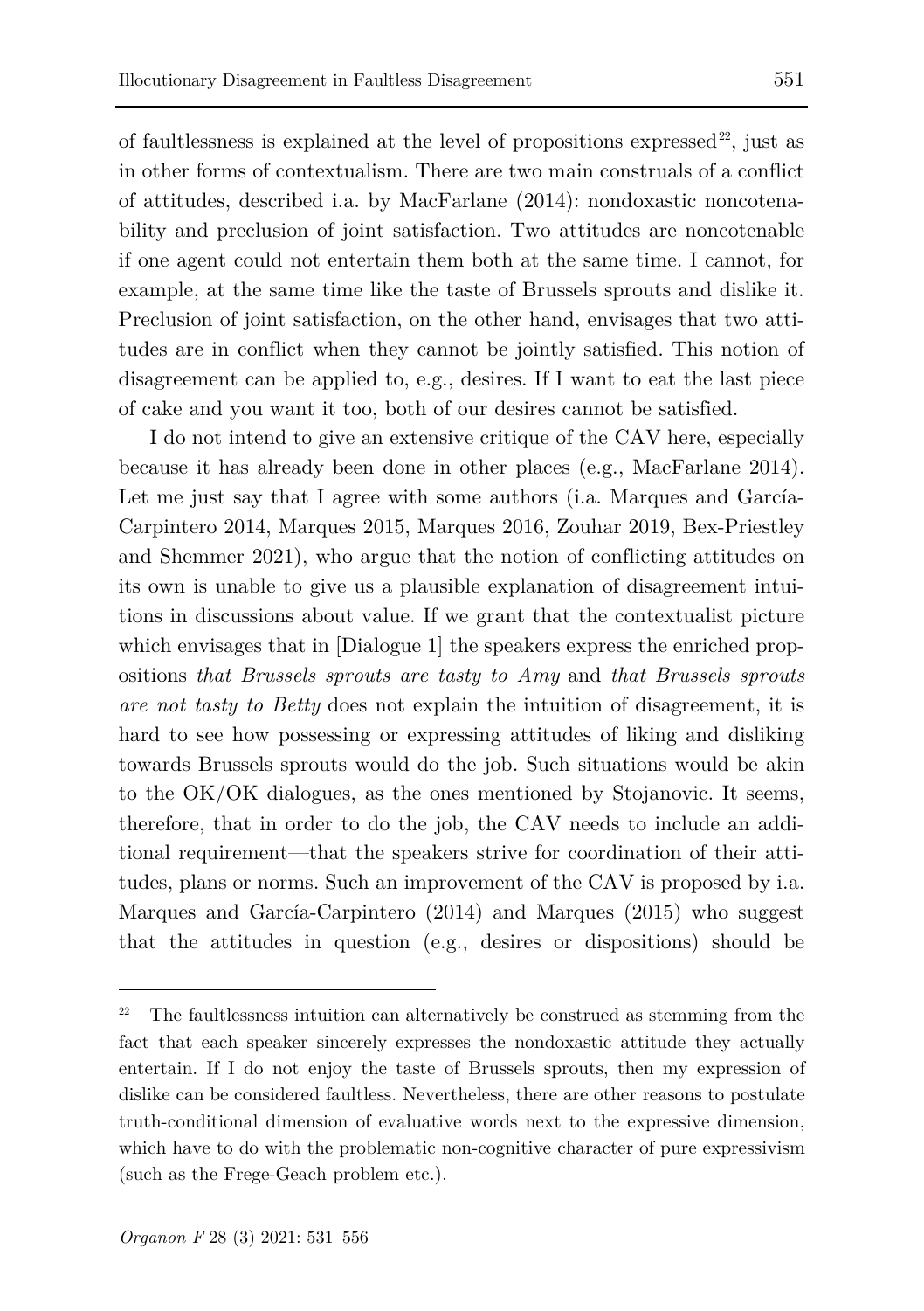of faultlessness is explained at the level of propositions expressed[22], just as in other forms of contextualism. There are two main construals of a conflict of attitudes, described i.a. by MacFarlane (2014): nondoxastic noncotenability and preclusion of joint satisfaction. Two attitudes are noncotenable if one agent could not entertain them both at the same time. I cannot, for example, at the same time like the taste of Brussels sprouts and dislike it. Preclusion of joint satisfaction, on the other hand, envisages that two attitudes are in conflict when they cannot be jointly satisfied. This notion of disagreement can be applied to, e.g., desires. If I want to eat the last piece of cake and you want it too, both of our desires cannot be satisfied.

I do not intend to give an extensive critique of the CAV here, especially because it has already been done in other places (e.g., MacFarlane 2014). Let me just say that I agree with some authors (i.a. Marques and García-Carpintero 2014, Marques 2015, Marques 2016, Zouhar 2019, Bex-Priestley and Shemmer 2021), who argue that the notion of conflicting attitudes on its own is unable to give us a plausible explanation of disagreement intuitions in discussions about value. If we grant that the contextualist picture which envisages that in [Dialogue 1] the speakers express the enriched propositions *that Brussels sprouts are tasty to Amy* and *that Brussels sprouts are not tasty to Betty* does not explain the intuition of disagreement, it is hard to see how possessing or expressing attitudes of liking and disliking towards Brussels sprouts would do the job. Such situations would be akin to the OK/OK dialogues, as the ones mentioned by Stojanovic. It seems, therefore, that in order to do the job, the CAV needs to include an additional requirement—that the speakers strive for coordination of their attitudes, plans or norms. Such an improvement of the CAV is proposed by i.a. Marques and García-Carpintero (2014) and Marques (2015) who suggest that the attitudes in question (e.g., desires or dispositions) should be

---

[22] The faultlessness intuition can alternatively be construed as stemming from the fact that each speaker sincerely expresses the nondoxastic attitude they actually entertain. If I do not enjoy the taste of Brussels sprouts, then my expression of dislike can be considered faultless. Nevertheless, there are other reasons to postulate truth-conditional dimension of evaluative words next to the expressive dimension, which have to do with the problematic non-cognitive character of pure expressivism (such as the Frege-Geach problem etc.).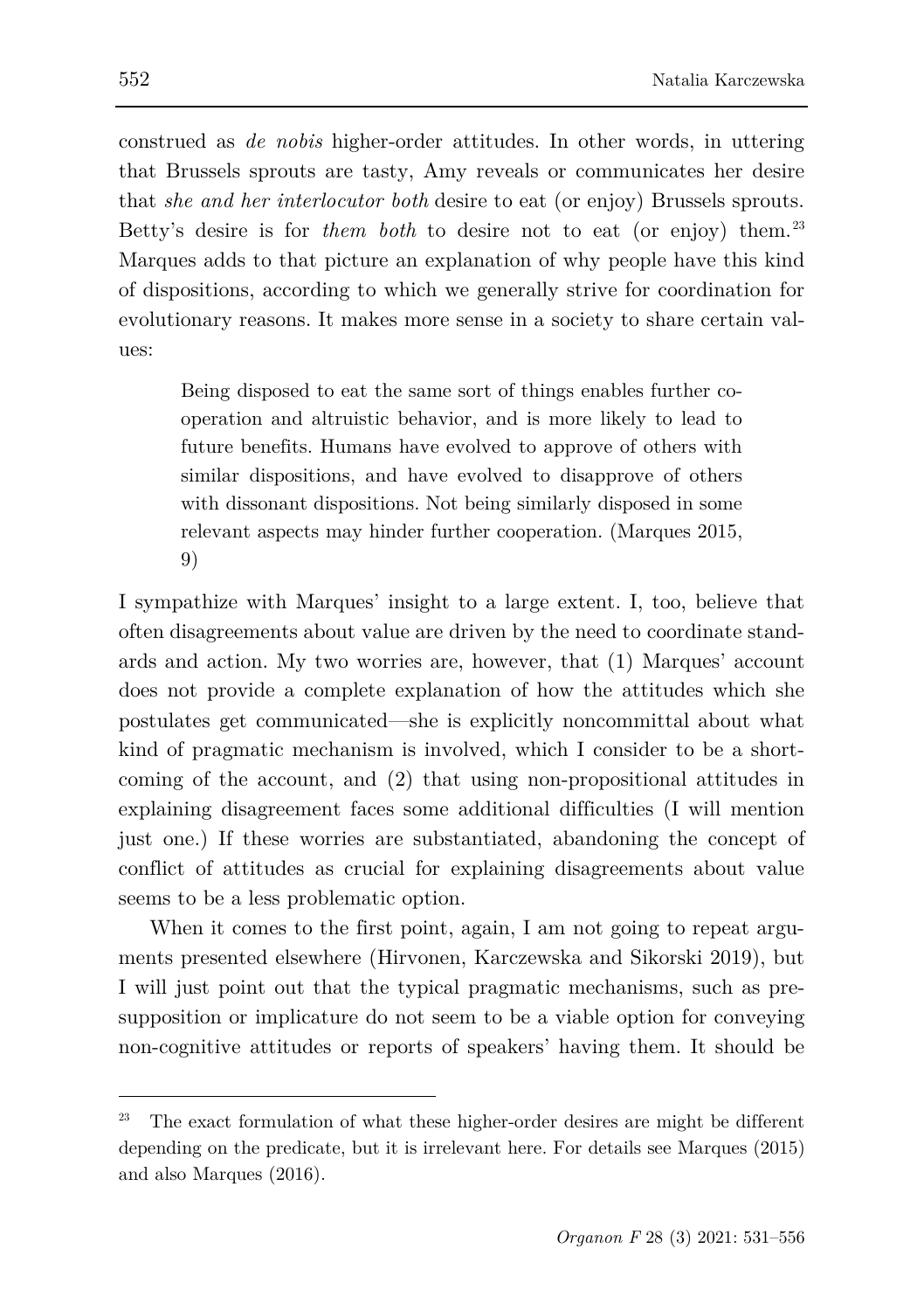construed as *de nobis* higher-order attitudes. In other words, in uttering that Brussels sprouts are tasty, Amy reveals or communicates her desire that *she and her interlocutor both* desire to eat (or enjoy) Brussels sprouts. Betty's desire is for *them both* to desire not to eat (or enjoy) them.[23] Marques adds to that picture an explanation of why people have this kind of dispositions, according to which we generally strive for coordination for evolutionary reasons. It makes more sense in a society to share certain values:

> Being disposed to eat the same sort of things enables further cooperation and altruistic behavior, and is more likely to lead to future benefits. Humans have evolved to approve of others with similar dispositions, and have evolved to disapprove of others with dissonant dispositions. Not being similarly disposed in some relevant aspects may hinder further cooperation. (Marques 2015, 9)

I sympathize with Marques' insight to a large extent. I, too, believe that often disagreements about value are driven by the need to coordinate standards and action. My two worries are, however, that (1) Marques' account does not provide a complete explanation of how the attitudes which she postulates get communicated—she is explicitly noncommittal about what kind of pragmatic mechanism is involved, which I consider to be a shortcoming of the account, and (2) that using non-propositional attitudes in explaining disagreement faces some additional difficulties (I will mention just one.) If these worries are substantiated, abandoning the concept of conflict of attitudes as crucial for explaining disagreements about value seems to be a less problematic option.

When it comes to the first point, again, I am not going to repeat arguments presented elsewhere (Hirvonen, Karczewska and Sikorski 2019), but I will just point out that the typical pragmatic mechanisms, such as presupposition or implicature do not seem to be a viable option for conveying non-cognitive attitudes or reports of speakers' having them. It should be

[23] The exact formulation of what these higher-order desires are might be different depending on the predicate, but it is irrelevant here. For details see Marques (2015) and also Marques (2016).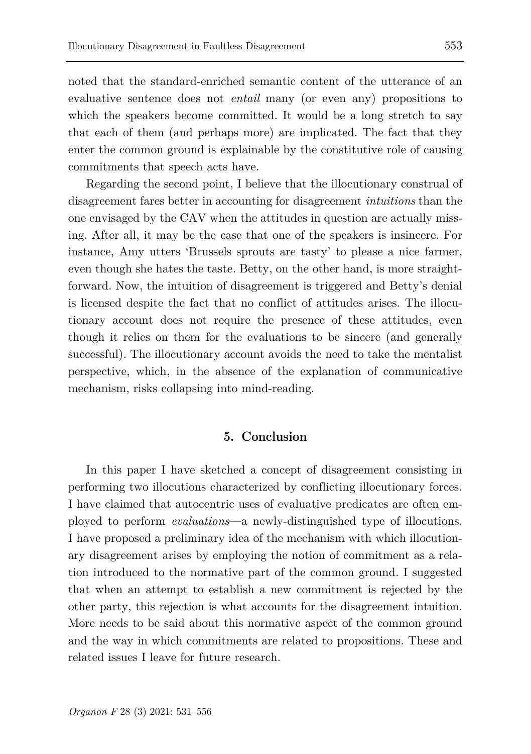noted that the standard-enriched semantic content of the utterance of an evaluative sentence does not *entail* many (or even any) propositions to which the speakers become committed. It would be a long stretch to say that each of them (and perhaps more) are implicated. The fact that they enter the common ground is explainable by the constitutive role of causing commitments that speech acts have.

Regarding the second point, I believe that the illocutionary construal of disagreement fares better in accounting for disagreement *intuitions* than the one envisaged by the CAV when the attitudes in question are actually missing. After all, it may be the case that one of the speakers is insincere. For instance, Amy utters 'Brussels sprouts are tasty' to please a nice farmer, even though she hates the taste. Betty, on the other hand, is more straightforward. Now, the intuition of disagreement is triggered and Betty's denial is licensed despite the fact that no conflict of attitudes arises. The illocutionary account does not require the presence of these attitudes, even though it relies on them for the evaluations to be sincere (and generally successful). The illocutionary account avoids the need to take the mentalist perspective, which, in the absence of the explanation of communicative mechanism, risks collapsing into mind-reading.

## 5. Conclusion

In this paper I have sketched a concept of disagreement consisting in performing two illocutions characterized by conflicting illocutionary forces. I have claimed that autocentric uses of evaluative predicates are often employed to perform *evaluations*—a newly-distinguished type of illocutions. I have proposed a preliminary idea of the mechanism with which illocutionary disagreement arises by employing the notion of commitment as a relation introduced to the normative part of the common ground. I suggested that when an attempt to establish a new commitment is rejected by the other party, this rejection is what accounts for the disagreement intuition. More needs to be said about this normative aspect of the common ground and the way in which commitments are related to propositions. These and related issues I leave for future research.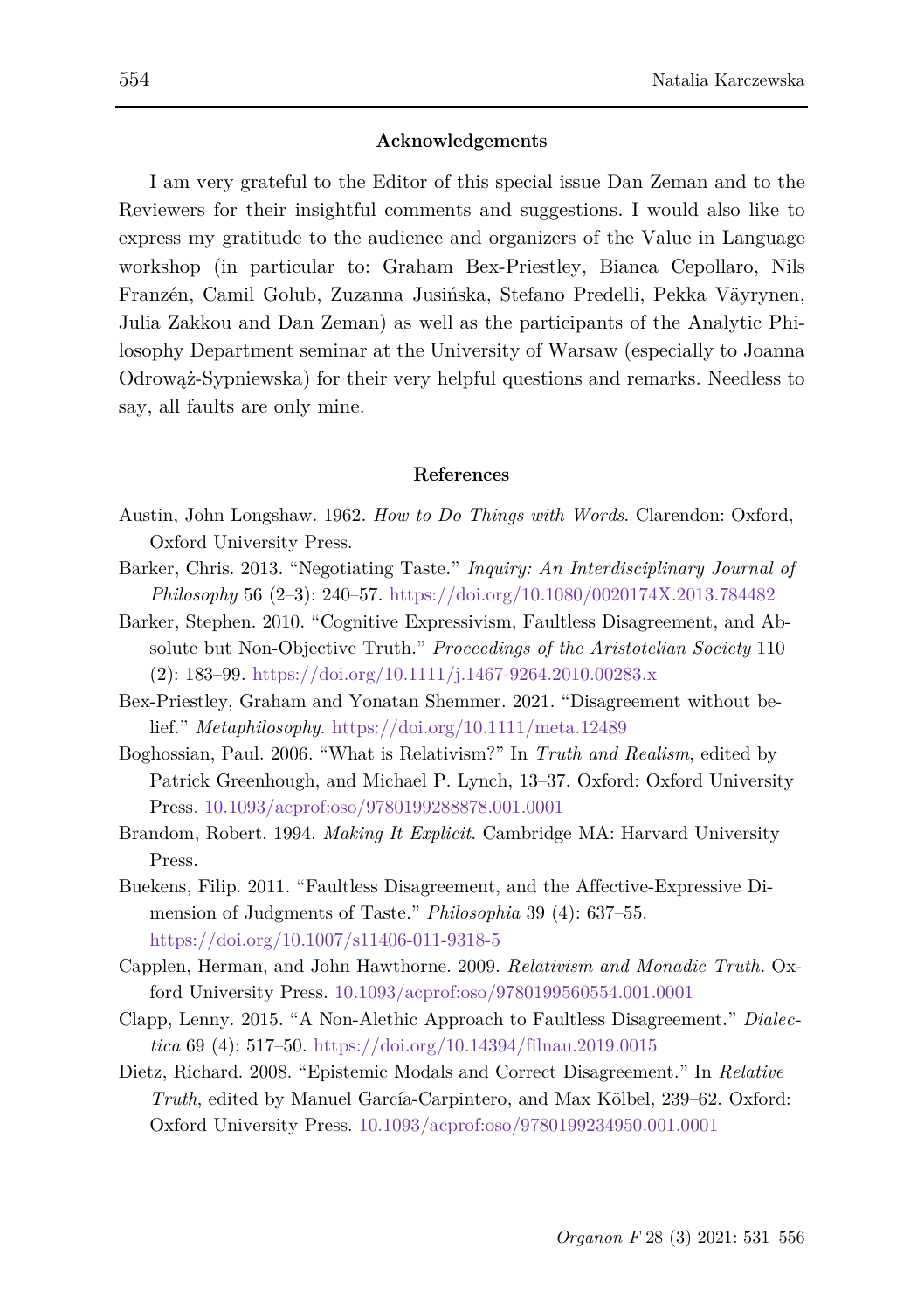## Acknowledgements

I am very grateful to the Editor of this special issue Dan Zeman and to the Reviewers for their insightful comments and suggestions. I would also like to express my gratitude to the audience and organizers of the Value in Language workshop (in particular to: Graham Bex-Priestley, Bianca Cepollaro, Nils Franzén, Camil Golub, Zuzanna Jusińska, Stefano Predelli, Pekka Väyrynen, Julia Zakkou and Dan Zeman) as well as the participants of the Analytic Philosophy Department seminar at the University of Warsaw (especially to Joanna Odrowąż-Sypniewska) for their very helpful questions and remarks. Needless to say, all faults are only mine.

## References

Austin, John Longshaw. 1962. *How to Do Things with Words*. Clarendon: Oxford, Oxford University Press.

Barker, Chris. 2013. "Negotiating Taste." *Inquiry: An Interdisciplinary Journal of Philosophy* 56 (2–3): 240–57. https://doi.org/10.1080/0020174X.2013.784482

Barker, Stephen. 2010. "Cognitive Expressivism, Faultless Disagreement, and Absolute but Non-Objective Truth." *Proceedings of the Aristotelian Society* 110 (2): 183–99. https://doi.org/10.1111/j.1467-9264.2010.00283.x

Bex-Priestley, Graham and Yonatan Shemmer. 2021. "Disagreement without belief." *Metaphilosophy*. https://doi.org/10.1111/meta.12489

Boghossian, Paul. 2006. "What is Relativism?" In *Truth and Realism*, edited by Patrick Greenhough, and Michael P. Lynch, 13–37. Oxford: Oxford University Press. 10.1093/acprof:oso/9780199288878.001.0001

Brandom, Robert. 1994. *Making It Explicit*. Cambridge MA: Harvard University Press.

Buekens, Filip. 2011. "Faultless Disagreement, and the Affective-Expressive Dimension of Judgments of Taste." *Philosophia* 39 (4): 637–55. https://doi.org/10.1007/s11406-011-9318-5

Capplen, Herman, and John Hawthorne. 2009. *Relativism and Monadic Truth*. Oxford University Press. 10.1093/acprof:oso/9780199560554.001.0001

Clapp, Lenny. 2015. "A Non-Alethic Approach to Faultless Disagreement." *Dialectica* 69 (4): 517–50. https://doi.org/10.14394/filnau.2019.0015

Dietz, Richard. 2008. "Epistemic Modals and Correct Disagreement." In *Relative Truth*, edited by Manuel García-Carpintero, and Max Kölbel, 239–62. Oxford: Oxford University Press. 10.1093/acprof:oso/9780199234950.001.0001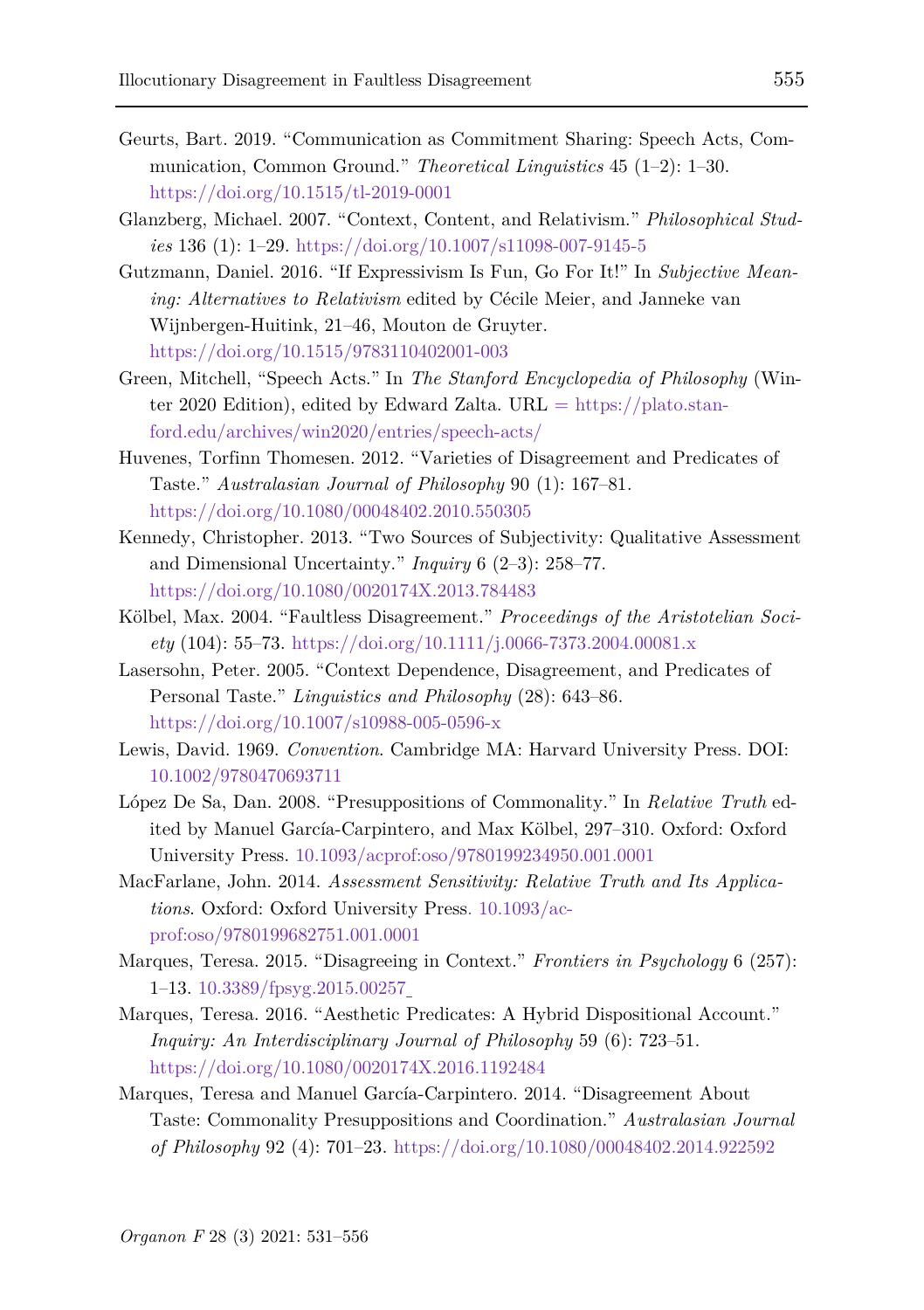Geurts, Bart. 2019. "Communication as Commitment Sharing: Speech Acts, Communication, Common Ground." *Theoretical Linguistics* 45 (1–2): 1–30. https://doi.org/10.1515/tl-2019-0001

Glanzberg, Michael. 2007. "Context, Content, and Relativism." *Philosophical Studies* 136 (1): 1–29. https://doi.org/10.1007/s11098-007-9145-5

Gutzmann, Daniel. 2016. "If Expressivism Is Fun, Go For It!" In *Subjective Meaning: Alternatives to Relativism* edited by Cécile Meier, and Janneke van Wijnbergen-Huitink, 21–46, Mouton de Gruyter. https://doi.org/10.1515/9783110402001-003

Green, Mitchell, "Speech Acts." In *The Stanford Encyclopedia of Philosophy* (Winter 2020 Edition), edited by Edward Zalta. URL = https://plato.stanford.edu/archives/win2020/entries/speech-acts/

Huvenes, Torfinn Thomesen. 2012. "Varieties of Disagreement and Predicates of Taste." *Australasian Journal of Philosophy* 90 (1): 167–81. https://doi.org/10.1080/00048402.2010.550305

Kennedy, Christopher. 2013. "Two Sources of Subjectivity: Qualitative Assessment and Dimensional Uncertainty." *Inquiry* 6 (2–3): 258–77. https://doi.org/10.1080/0020174X.2013.784483

Kölbel, Max. 2004. "Faultless Disagreement." *Proceedings of the Aristotelian Society* (104): 55–73. https://doi.org/10.1111/j.0066-7373.2004.00081.x

Lasersohn, Peter. 2005. "Context Dependence, Disagreement, and Predicates of Personal Taste." *Linguistics and Philosophy* (28): 643–86. https://doi.org/10.1007/s10988-005-0596-x

Lewis, David. 1969. *Convention*. Cambridge MA: Harvard University Press. DOI: 10.1002/9780470693711

López De Sa, Dan. 2008. "Presuppositions of Commonality." In *Relative Truth* edited by Manuel García-Carpintero, and Max Kölbel, 297–310. Oxford: Oxford University Press. 10.1093/acprof:oso/9780199234950.001.0001

MacFarlane, John. 2014. *Assessment Sensitivity: Relative Truth and Its Applications*. Oxford: Oxford University Press. 10.1093/acprof:oso/9780199682751.001.0001

Marques, Teresa. 2015. "Disagreeing in Context." *Frontiers in Psychology* 6 (257): 1–13. 10.3389/fpsyg.2015.00257

Marques, Teresa. 2016. "Aesthetic Predicates: A Hybrid Dispositional Account." *Inquiry: An Interdisciplinary Journal of Philosophy* 59 (6): 723–51. https://doi.org/10.1080/0020174X.2016.1192484

Marques, Teresa and Manuel García-Carpintero. 2014. "Disagreement About Taste: Commonality Presuppositions and Coordination." *Australasian Journal of Philosophy* 92 (4): 701–23. https://doi.org/10.1080/00048402.2014.922592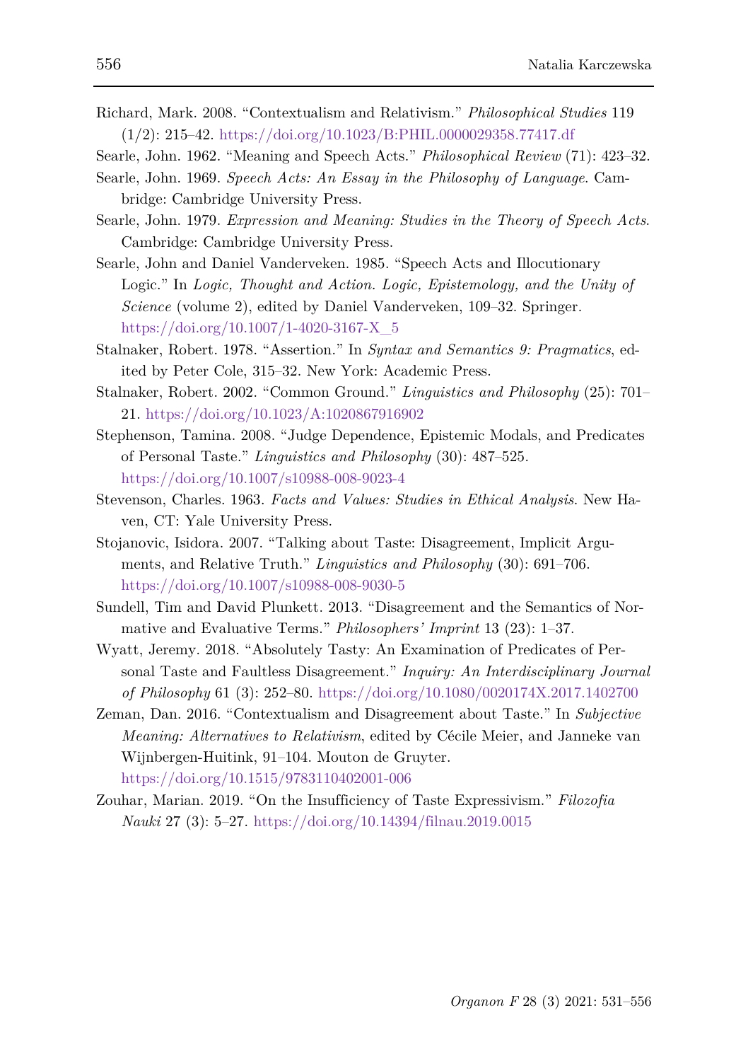Richard, Mark. 2008. "Contextualism and Relativism." *Philosophical Studies* 119 (1/2): 215–42. https://doi.org/10.1023/B:PHIL.0000029358.77417.df

Searle, John. 1962. "Meaning and Speech Acts." *Philosophical Review* (71): 423–32.

Searle, John. 1969. *Speech Acts: An Essay in the Philosophy of Language*. Cambridge: Cambridge University Press.

Searle, John. 1979. *Expression and Meaning: Studies in the Theory of Speech Acts*. Cambridge: Cambridge University Press.

Searle, John and Daniel Vanderveken. 1985. "Speech Acts and Illocutionary Logic." In *Logic, Thought and Action. Logic, Epistemology, and the Unity of Science* (volume 2), edited by Daniel Vanderveken, 109–32. Springer. https://doi.org/10.1007/1-4020-3167-X_5

Stalnaker, Robert. 1978. "Assertion." In *Syntax and Semantics 9: Pragmatics*, edited by Peter Cole, 315–32. New York: Academic Press.

Stalnaker, Robert. 2002. "Common Ground." *Linguistics and Philosophy* (25): 701–21. https://doi.org/10.1023/A:1020867916902

Stephenson, Tamina. 2008. "Judge Dependence, Epistemic Modals, and Predicates of Personal Taste." *Linguistics and Philosophy* (30): 487–525. https://doi.org/10.1007/s10988-008-9023-4

Stevenson, Charles. 1963. *Facts and Values: Studies in Ethical Analysis*. New Haven, CT: Yale University Press.

Stojanovic, Isidora. 2007. "Talking about Taste: Disagreement, Implicit Arguments, and Relative Truth." *Linguistics and Philosophy* (30): 691–706. https://doi.org/10.1007/s10988-008-9030-5

Sundell, Tim and David Plunkett. 2013. "Disagreement and the Semantics of Normative and Evaluative Terms." *Philosophers' Imprint* 13 (23): 1–37.

Wyatt, Jeremy. 2018. "Absolutely Tasty: An Examination of Predicates of Personal Taste and Faultless Disagreement." *Inquiry: An Interdisciplinary Journal of Philosophy* 61 (3): 252–80. https://doi.org/10.1080/0020174X.2017.1402700

Zeman, Dan. 2016. "Contextualism and Disagreement about Taste." In *Subjective Meaning: Alternatives to Relativism*, edited by Cécile Meier, and Janneke van Wijnbergen-Huitink, 91–104. Mouton de Gruyter. https://doi.org/10.1515/9783110402001-006

Zouhar, Marian. 2019. "On the Insufficiency of Taste Expressivism." *Filozofia Nauki* 27 (3): 5–27. https://doi.org/10.14394/filnau.2019.0015